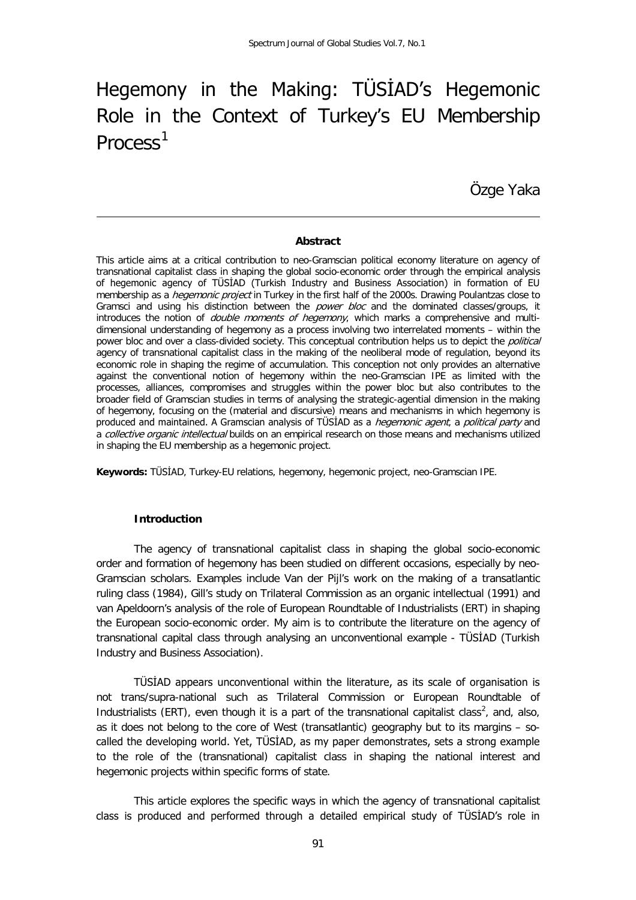# Hegemony in the Making: TÜSİAD's Hegemonic Role in the Context of Turkey's EU Membership Process[1]

Özge Yaka

---

**Abstract**

This article aims at a critical contribution to neo-Gramscian political economy literature on agency of transnational capitalist class in shaping the global socio-economic order through the empirical analysis of hegemonic agency of TÜSİAD (Turkish Industry and Business Association) in formation of EU membership as a *hegemonic project* in Turkey in the first half of the 2000s. Drawing Poulantzas close to Gramsci and using his distinction between the *power bloc* and the dominated classes/groups, it introduces the notion of *double moments of hegemony*, which marks a comprehensive and multi-dimensional understanding of hegemony as a process involving two interrelated moments – within the power bloc and over a class-divided society. This conceptual contribution helps us to depict the *political* agency of transnational capitalist class in the making of the neoliberal mode of regulation, beyond its economic role in shaping the regime of accumulation. This conception not only provides an alternative against the conventional notion of hegemony within the neo-Gramscian IPE as limited with the processes, alliances, compromises and struggles within the power bloc but also contributes to the broader field of Gramscian studies in terms of analysing the strategic-agential dimension in the making of hegemony, focusing on the (material and discursive) means and mechanisms in which hegemony is produced and maintained. A Gramscian analysis of TÜSİAD as a *hegemonic agent*, a *political party* and a *collective organic intellectual* builds on an empirical research on those means and mechanisms utilized in shaping the EU membership as a hegemonic project.

**Keywords:** TÜSİAD, Turkey-EU relations, hegemony, hegemonic project, neo-Gramscian IPE.

## Introduction

The agency of transnational capitalist class in shaping the global socio-economic order and formation of hegemony has been studied on different occasions, especially by neo-Gramscian scholars. Examples include Van der Pijl's work on the making of a transatlantic ruling class (1984), Gill's study on Trilateral Commission as an organic intellectual (1991) and van Apeldoorn's analysis of the role of European Roundtable of Industrialists (ERT) in shaping the European socio-economic order. My aim is to contribute the literature on the agency of transnational capital class through analysing an unconventional example - TÜSİAD (Turkish Industry and Business Association).

TÜSİAD appears unconventional within the literature, as its scale of organisation is not trans/supra-national such as Trilateral Commission or European Roundtable of Industrialists (ERT), even though it is a part of the transnational capitalist class[2], and, also, as it does not belong to the core of West (transatlantic) geography but to its margins – so-called the developing world. Yet, TÜSİAD, as my paper demonstrates, sets a strong example to the role of the (transnational) capitalist class in shaping the national interest and hegemonic projects within specific forms of state.

This article explores the specific ways in which the agency of transnational capitalist class is produced and performed through a detailed empirical study of TÜSİAD's role in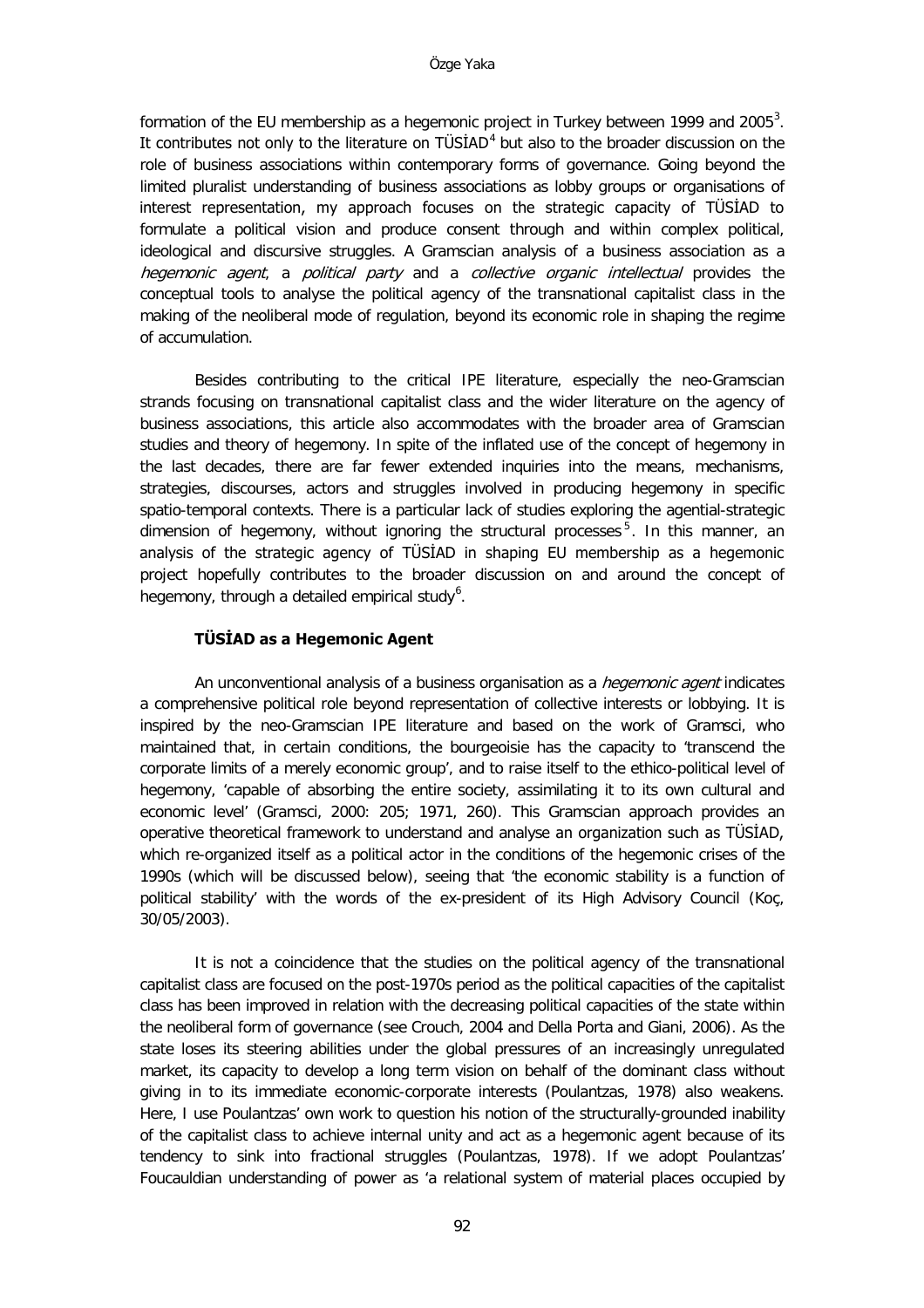formation of the EU membership as a hegemonic project in Turkey between 1999 and 2005[3]. It contributes not only to the literature on TÜSİAD[4] but also to the broader discussion on the role of business associations within contemporary forms of governance. Going beyond the limited pluralist understanding of business associations as lobby groups or organisations of interest representation, my approach focuses on the strategic capacity of TÜSİAD to formulate a political vision and produce consent through and within complex political, ideological and discursive struggles. A Gramscian analysis of a business association as a *hegemonic agent*, a *political party* and a *collective organic intellectual* provides the conceptual tools to analyse the political agency of the transnational capitalist class in the making of the neoliberal mode of regulation, beyond its economic role in shaping the regime of accumulation.

Besides contributing to the critical IPE literature, especially the neo-Gramscian strands focusing on transnational capitalist class and the wider literature on the agency of business associations, this article also accommodates with the broader area of Gramscian studies and theory of hegemony. In spite of the inflated use of the concept of hegemony in the last decades, there are far fewer extended inquiries into the means, mechanisms, strategies, discourses, actors and struggles involved in producing hegemony in specific spatio-temporal contexts. There is a particular lack of studies exploring the agential-strategic dimension of hegemony, without ignoring the structural processes[5]. In this manner, an analysis of the strategic agency of TÜSİAD in shaping EU membership as a hegemonic project hopefully contributes to the broader discussion on and around the concept of hegemony, through a detailed empirical study[6].

### TÜSİAD as a Hegemonic Agent

An unconventional analysis of a business organisation as a *hegemonic agent* indicates a comprehensive political role beyond representation of collective interests or lobbying. It is inspired by the neo-Gramscian IPE literature and based on the work of Gramsci, who maintained that, in certain conditions, the bourgeoisie has the capacity to 'transcend the corporate limits of a merely economic group', and to raise itself to the ethico-political level of hegemony, 'capable of absorbing the entire society, assimilating it to its own cultural and economic level' (Gramsci, 2000: 205; 1971, 260). This Gramscian approach provides an operative theoretical framework to understand and analyse an organization such as TÜSİAD, which re-organized itself as a political actor in the conditions of the hegemonic crises of the 1990s (which will be discussed below), seeing that 'the economic stability is a function of political stability' with the words of the ex-president of its High Advisory Council (Koç, 30/05/2003).

It is not a coincidence that the studies on the political agency of the transnational capitalist class are focused on the post-1970s period as the political capacities of the capitalist class has been improved in relation with the decreasing political capacities of the state within the neoliberal form of governance (see Crouch, 2004 and Della Porta and Giani, 2006). As the state loses its steering abilities under the global pressures of an increasingly unregulated market, its capacity to develop a long term vision on behalf of the dominant class without giving in to its immediate economic-corporate interests (Poulantzas, 1978) also weakens. Here, I use Poulantzas' own work to question his notion of the structurally-grounded inability of the capitalist class to achieve internal unity and act as a hegemonic agent because of its tendency to sink into fractional struggles (Poulantzas, 1978). If we adopt Poulantzas' Foucauldian understanding of power as 'a relational system of material places occupied by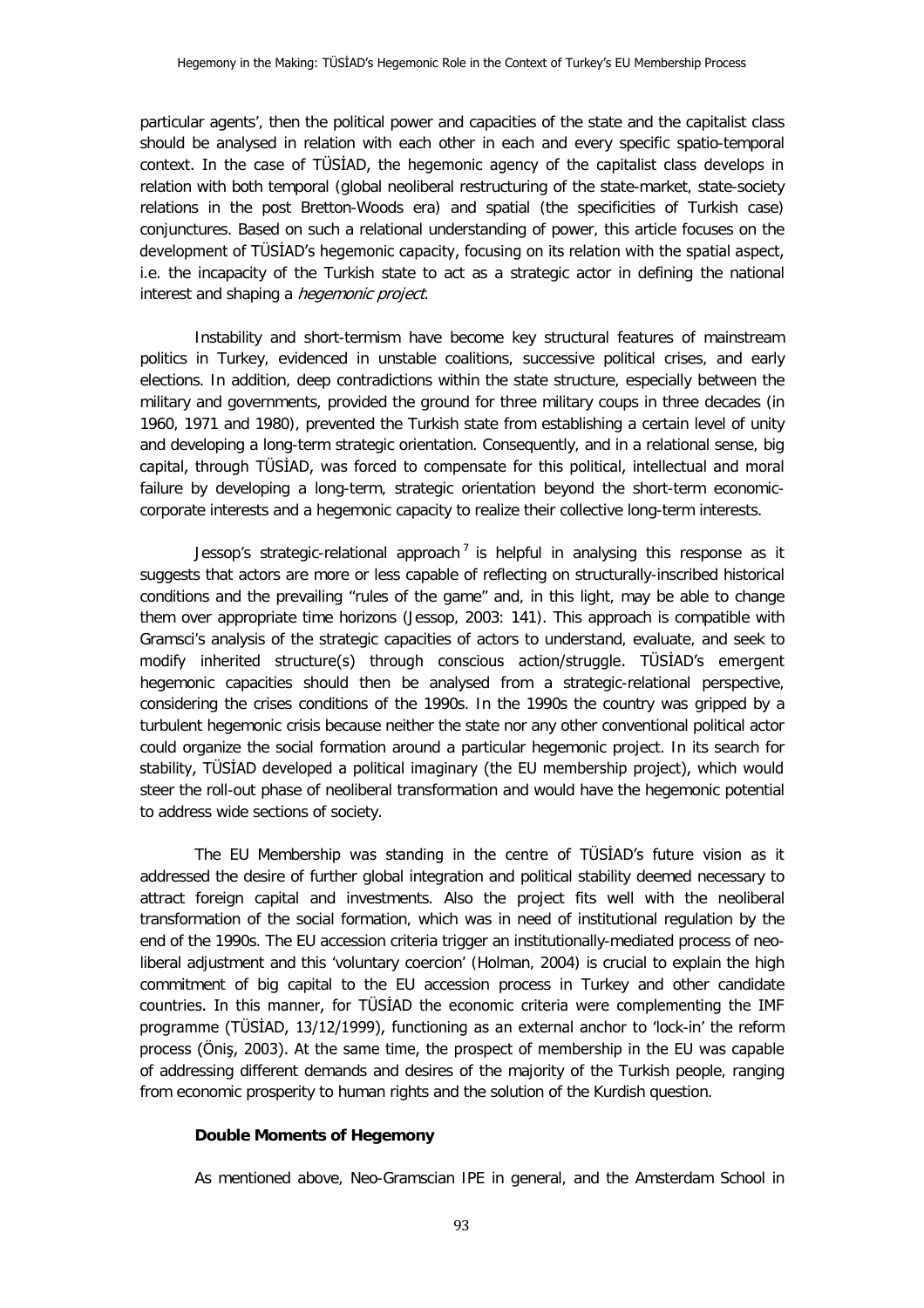particular agents', then the political power and capacities of the state and the capitalist class should be analysed in relation with each other in each and every specific spatio-temporal context. In the case of TÜSİAD, the hegemonic agency of the capitalist class develops in relation with both temporal (global neoliberal restructuring of the state-market, state-society relations in the post Bretton-Woods era) and spatial (the specificities of Turkish case) conjunctures. Based on such a relational understanding of power, this article focuses on the development of TÜSİAD's hegemonic capacity, focusing on its relation with the spatial aspect, i.e. the incapacity of the Turkish state to act as a strategic actor in defining the national interest and shaping a *hegemonic project*.

Instability and short-termism have become key structural features of mainstream politics in Turkey, evidenced in unstable coalitions, successive political crises, and early elections. In addition, deep contradictions within the state structure, especially between the military and governments, provided the ground for three military coups in three decades (in 1960, 1971 and 1980), prevented the Turkish state from establishing a certain level of unity and developing a long-term strategic orientation. Consequently, and in a relational sense, big capital, through TÜSİAD, was forced to compensate for this political, intellectual and moral failure by developing a long-term, strategic orientation beyond the short-term economic-corporate interests and a hegemonic capacity to realize their collective long-term interests.

Jessop's strategic-relational approach[7] is helpful in analysing this response as it suggests that actors are more or less capable of reflecting on structurally-inscribed historical conditions and the prevailing "rules of the game" and, in this light, may be able to change them over appropriate time horizons (Jessop, 2003: 141). This approach is compatible with Gramsci's analysis of the strategic capacities of actors to understand, evaluate, and seek to modify inherited structure(s) through conscious action/struggle. TÜSİAD's emergent hegemonic capacities should then be analysed from a strategic-relational perspective, considering the crises conditions of the 1990s. In the 1990s the country was gripped by a turbulent hegemonic crisis because neither the state nor any other conventional political actor could organize the social formation around a particular hegemonic project. In its search for stability, TÜSİAD developed a political imaginary (the EU membership project), which would steer the roll-out phase of neoliberal transformation and would have the hegemonic potential to address wide sections of society.

The EU Membership was standing in the centre of TÜSİAD's future vision as it addressed the desire of further global integration and political stability deemed necessary to attract foreign capital and investments. Also the project fits well with the neoliberal transformation of the social formation, which was in need of institutional regulation by the end of the 1990s. The EU accession criteria trigger an institutionally-mediated process of neo-liberal adjustment and this 'voluntary coercion' (Holman, 2004) is crucial to explain the high commitment of big capital to the EU accession process in Turkey and other candidate countries. In this manner, for TÜSİAD the economic criteria were complementing the IMF programme (TÜSİAD, 13/12/1999), functioning as an external anchor to 'lock-in' the reform process (Öniş, 2003). At the same time, the prospect of membership in the EU was capable of addressing different demands and desires of the majority of the Turkish people, ranging from economic prosperity to human rights and the solution of the Kurdish question.

### Double Moments of Hegemony

As mentioned above, Neo-Gramscian IPE in general, and the Amsterdam School in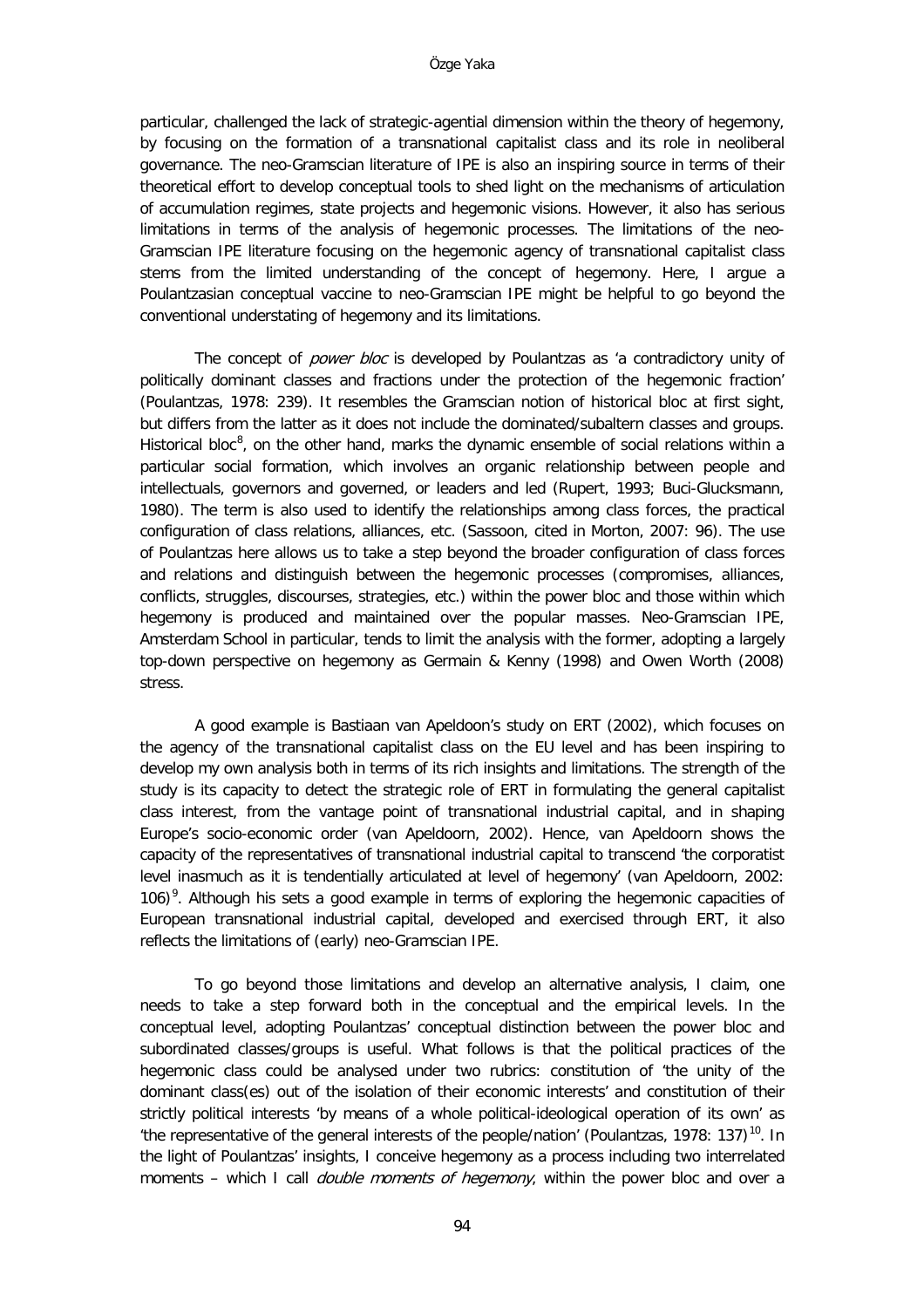particular, challenged the lack of strategic-agential dimension within the theory of hegemony, by focusing on the formation of a transnational capitalist class and its role in neoliberal governance. The neo-Gramscian literature of IPE is also an inspiring source in terms of their theoretical effort to develop conceptual tools to shed light on the mechanisms of articulation of accumulation regimes, state projects and hegemonic visions. However, it also has serious limitations in terms of the analysis of hegemonic processes. The limitations of the neo-Gramscian IPE literature focusing on the hegemonic agency of transnational capitalist class stems from the limited understanding of the concept of hegemony. Here, I argue a Poulantzasian conceptual vaccine to neo-Gramscian IPE might be helpful to go beyond the conventional understating of hegemony and its limitations.

The concept of *power bloc* is developed by Poulantzas as 'a contradictory unity of politically dominant classes and fractions under the protection of the hegemonic fraction' (Poulantzas, 1978: 239). It resembles the Gramscian notion of historical bloc at first sight, but differs from the latter as it does not include the dominated/subaltern classes and groups. Historical bloc[8], on the other hand, marks the dynamic ensemble of social relations within a particular social formation, which involves an organic relationship between people and intellectuals, governors and governed, or leaders and led (Rupert, 1993; Buci-Glucksmann, 1980). The term is also used to identify the relationships among class forces, the practical configuration of class relations, alliances, etc. (Sassoon, cited in Morton, 2007: 96). The use of Poulantzas here allows us to take a step beyond the broader configuration of class forces and relations and distinguish between the hegemonic processes (compromises, alliances, conflicts, struggles, discourses, strategies, etc.) within the power bloc and those within which hegemony is produced and maintained over the popular masses. Neo-Gramscian IPE, Amsterdam School in particular, tends to limit the analysis with the former, adopting a largely top-down perspective on hegemony as Germain & Kenny (1998) and Owen Worth (2008) stress.

A good example is Bastiaan van Apeldoon's study on ERT (2002), which focuses on the agency of the transnational capitalist class on the EU level and has been inspiring to develop my own analysis both in terms of its rich insights and limitations. The strength of the study is its capacity to detect the strategic role of ERT in formulating the general capitalist class interest, from the vantage point of transnational industrial capital, and in shaping Europe's socio-economic order (van Apeldoorn, 2002). Hence, van Apeldoorn shows the capacity of the representatives of transnational industrial capital to transcend 'the corporatist level inasmuch as it is tendentially articulated at level of hegemony' (van Apeldoorn, 2002: 106)[9]. Although his sets a good example in terms of exploring the hegemonic capacities of European transnational industrial capital, developed and exercised through ERT, it also reflects the limitations of (early) neo-Gramscian IPE.

To go beyond those limitations and develop an alternative analysis, I claim, one needs to take a step forward both in the conceptual and the empirical levels. In the conceptual level, adopting Poulantzas' conceptual distinction between the power bloc and subordinated classes/groups is useful. What follows is that the political practices of the hegemonic class could be analysed under two rubrics: constitution of 'the unity of the dominant class(es) out of the isolation of their economic interests' and constitution of their strictly political interests 'by means of a whole political-ideological operation of its own' as 'the representative of the general interests of the people/nation' (Poulantzas, 1978: 137)[10]. In the light of Poulantzas' insights, I conceive hegemony as a process including two interrelated moments – which I call *double moments of hegemony*, within the power bloc and over a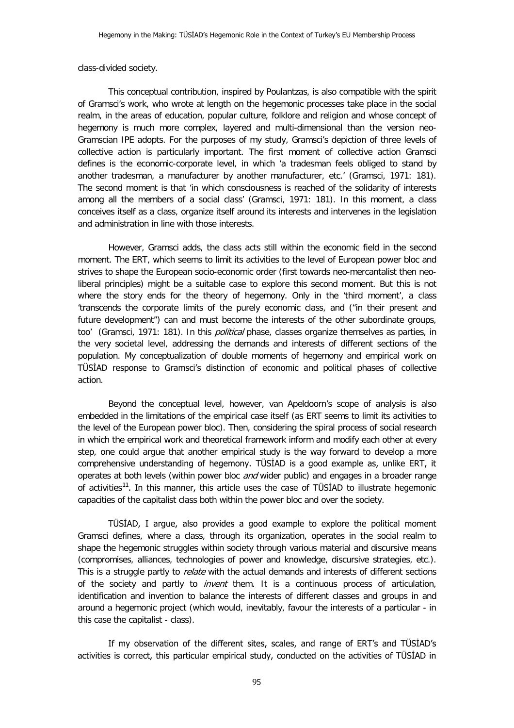class-divided society.

This conceptual contribution, inspired by Poulantzas, is also compatible with the spirit of Gramsci's work, who wrote at length on the hegemonic processes take place in the social realm, in the areas of education, popular culture, folklore and religion and whose concept of hegemony is much more complex, layered and multi-dimensional than the version neo-Gramscian IPE adopts. For the purposes of my study, Gramsci's depiction of three levels of collective action is particularly important. The first moment of collective action Gramsci defines is the economic-corporate level, in which 'a tradesman feels obliged to stand by another tradesman, a manufacturer by another manufacturer, etc.' (Gramsci, 1971: 181). The second moment is that 'in which consciousness is reached of the solidarity of interests among all the members of a social class' (Gramsci, 1971: 181). In this moment, a class conceives itself as a class, organize itself around its interests and intervenes in the legislation and administration in line with those interests.

However, Gramsci adds, the class acts still within the economic field in the second moment. The ERT, which seems to limit its activities to the level of European power bloc and strives to shape the European socio-economic order (first towards neo-mercantalist then neo-liberal principles) might be a suitable case to explore this second moment. But this is not where the story ends for the theory of hegemony. Only in the 'third moment', a class 'transcends the corporate limits of the purely economic class, and ("in their present and future development") can and must become the interests of the other subordinate groups, too' (Gramsci, 1971: 181). In this *political* phase, classes organize themselves as parties, in the very societal level, addressing the demands and interests of different sections of the population. My conceptualization of double moments of hegemony and empirical work on TÜSİAD response to Gramsci's distinction of economic and political phases of collective action.

Beyond the conceptual level, however, van Apeldoorn's scope of analysis is also embedded in the limitations of the empirical case itself (as ERT seems to limit its activities to the level of the European power bloc). Then, considering the spiral process of social research in which the empirical work and theoretical framework inform and modify each other at every step, one could argue that another empirical study is the way forward to develop a more comprehensive understanding of hegemony. TÜSİAD is a good example as, unlike ERT, it operates at both levels (within power bloc *and* wider public) and engages in a broader range of activities[11]. In this manner, this article uses the case of TÜSİAD to illustrate hegemonic capacities of the capitalist class both within the power bloc and over the society.

TÜSİAD, I argue, also provides a good example to explore the political moment Gramsci defines, where a class, through its organization, operates in the social realm to shape the hegemonic struggles within society through various material and discursive means (compromises, alliances, technologies of power and knowledge, discursive strategies, etc.). This is a struggle partly to *relate* with the actual demands and interests of different sections of the society and partly to *invent* them. It is a continuous process of articulation, identification and invention to balance the interests of different classes and groups in and around a hegemonic project (which would, inevitably, favour the interests of a particular - in this case the capitalist - class).

If my observation of the different sites, scales, and range of ERT's and TÜSİAD's activities is correct, this particular empirical study, conducted on the activities of TÜSİAD in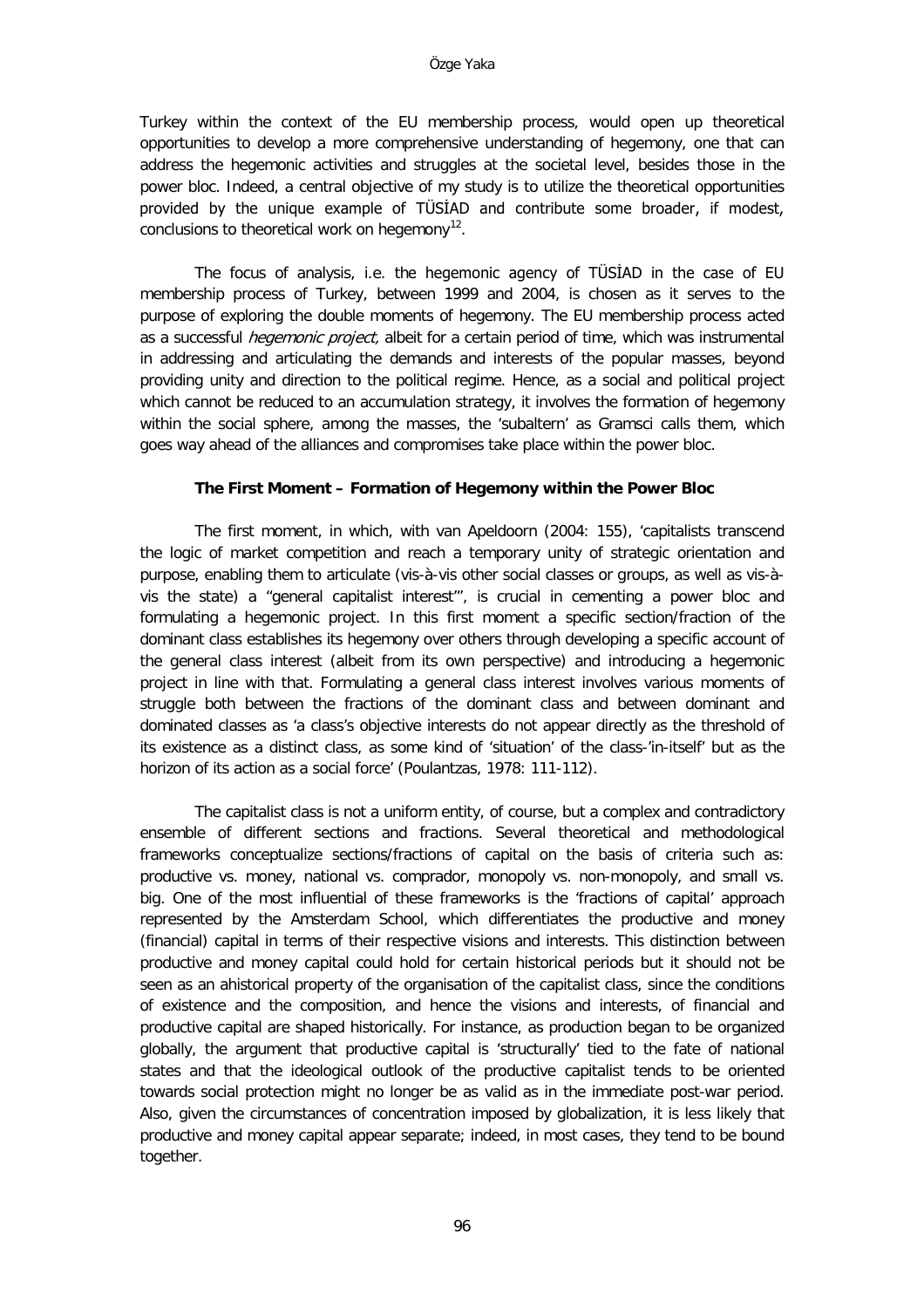Turkey within the context of the EU membership process, would open up theoretical opportunities to develop a more comprehensive understanding of hegemony, one that can address the hegemonic activities and struggles at the societal level, besides those in the power bloc. Indeed, a central objective of my study is to utilize the theoretical opportunities provided by the unique example of TÜSİAD and contribute some broader, if modest, conclusions to theoretical work on hegemony[12].

The focus of analysis, i.e. the hegemonic agency of TÜSİAD in the case of EU membership process of Turkey, between 1999 and 2004, is chosen as it serves to the purpose of exploring the double moments of hegemony. The EU membership process acted as a successful *hegemonic project,* albeit for a certain period of time, which was instrumental in addressing and articulating the demands and interests of the popular masses, beyond providing unity and direction to the political regime. Hence, as a social and political project which cannot be reduced to an accumulation strategy, it involves the formation of hegemony within the social sphere, among the masses, the 'subaltern' as Gramsci calls them, which goes way ahead of the alliances and compromises take place within the power bloc.

### The First Moment – Formation of Hegemony within the Power Bloc

The first moment, in which, with van Apeldoorn (2004: 155), 'capitalists transcend the logic of market competition and reach a temporary unity of strategic orientation and purpose, enabling them to articulate (vis-à-vis other social classes or groups, as well as vis-à-vis the state) a "general capitalist interest"', is crucial in cementing a power bloc and formulating a hegemonic project. In this first moment a specific section/fraction of the dominant class establishes its hegemony over others through developing a specific account of the general class interest (albeit from its own perspective) and introducing a hegemonic project in line with that. Formulating a general class interest involves various moments of struggle both between the fractions of the dominant class and between dominant and dominated classes as 'a class's objective interests do not appear directly as the threshold of its existence as a distinct class, as some kind of 'situation' of the class-'in-itself' but as the horizon of its action as a social force' (Poulantzas, 1978: 111-112).

The capitalist class is not a uniform entity, of course, but a complex and contradictory ensemble of different sections and fractions. Several theoretical and methodological frameworks conceptualize sections/fractions of capital on the basis of criteria such as: productive vs. money, national vs. comprador, monopoly vs. non-monopoly, and small vs. big. One of the most influential of these frameworks is the 'fractions of capital' approach represented by the Amsterdam School, which differentiates the productive and money (financial) capital in terms of their respective visions and interests. This distinction between productive and money capital could hold for certain historical periods but it should not be seen as an ahistorical property of the organisation of the capitalist class, since the conditions of existence and the composition, and hence the visions and interests, of financial and productive capital are shaped historically. For instance, as production began to be organized globally, the argument that productive capital is 'structurally' tied to the fate of national states and that the ideological outlook of the productive capitalist tends to be oriented towards social protection might no longer be as valid as in the immediate post-war period. Also, given the circumstances of concentration imposed by globalization, it is less likely that productive and money capital appear separate; indeed, in most cases, they tend to be bound together.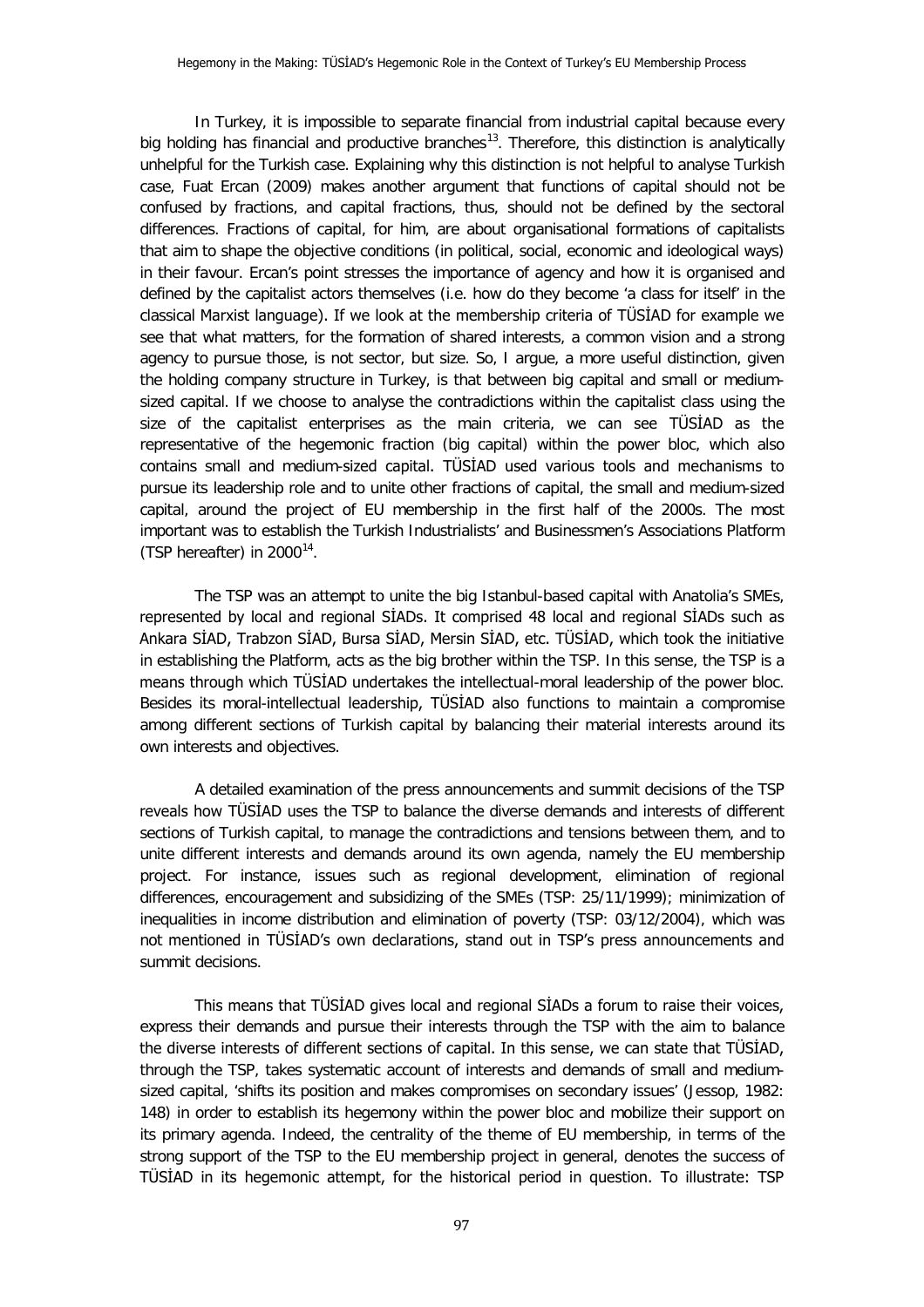In Turkey, it is impossible to separate financial from industrial capital because every big holding has financial and productive branches[13]. Therefore, this distinction is analytically unhelpful for the Turkish case. Explaining why this distinction is not helpful to analyse Turkish case, Fuat Ercan (2009) makes another argument that functions of capital should not be confused by fractions, and capital fractions, thus, should not be defined by the sectoral differences. Fractions of capital, for him, are about organisational formations of capitalists that aim to shape the objective conditions (in political, social, economic and ideological ways) in their favour. Ercan's point stresses the importance of agency and how it is organised and defined by the capitalist actors themselves (i.e. how do they become 'a class for itself' in the classical Marxist language). If we look at the membership criteria of TÜSİAD for example we see that what matters, for the formation of shared interests, a common vision and a strong agency to pursue those, is not sector, but size. So, I argue, a more useful distinction, given the holding company structure in Turkey, is that between big capital and small or medium-sized capital. If we choose to analyse the contradictions within the capitalist class using the size of the capitalist enterprises as the main criteria, we can see TÜSİAD as the representative of the hegemonic fraction (big capital) within the power bloc, which also contains small and medium-sized capital. TÜSİAD used various tools and mechanisms to pursue its leadership role and to unite other fractions of capital, the small and medium-sized capital, around the project of EU membership in the first half of the 2000s. The most important was to establish the Turkish Industrialists' and Businessmen's Associations Platform (TSP hereafter) in 2000[14].

The TSP was an attempt to unite the big Istanbul-based capital with Anatolia's SMEs, represented by local and regional SİADs. It comprised 48 local and regional SİADs such as Ankara SİAD, Trabzon SİAD, Bursa SİAD, Mersin SİAD, etc. TÜSİAD, which took the initiative in establishing the Platform, acts as the big brother within the TSP. In this sense, the TSP is a means through which TÜSİAD undertakes the intellectual-moral leadership of the power bloc. Besides its moral-intellectual leadership, TÜSİAD also functions to maintain a compromise among different sections of Turkish capital by balancing their material interests around its own interests and objectives.

A detailed examination of the press announcements and summit decisions of the TSP reveals how TÜSİAD uses the TSP to balance the diverse demands and interests of different sections of Turkish capital, to manage the contradictions and tensions between them, and to unite different interests and demands around its own agenda, namely the EU membership project. For instance, issues such as regional development, elimination of regional differences, encouragement and subsidizing of the SMEs (TSP: 25/11/1999); minimization of inequalities in income distribution and elimination of poverty (TSP: 03/12/2004), which was not mentioned in TÜSİAD's own declarations, stand out in TSP's press announcements and summit decisions.

This means that TÜSİAD gives local and regional SİADs a forum to raise their voices, express their demands and pursue their interests through the TSP with the aim to balance the diverse interests of different sections of capital. In this sense, we can state that TÜSİAD, through the TSP, takes systematic account of interests and demands of small and medium-sized capital, 'shifts its position and makes compromises on secondary issues' (Jessop, 1982: 148) in order to establish its hegemony within the power bloc and mobilize their support on its primary agenda. Indeed, the centrality of the theme of EU membership, in terms of the strong support of the TSP to the EU membership project in general, denotes the success of TÜSİAD in its hegemonic attempt, for the historical period in question. To illustrate: TSP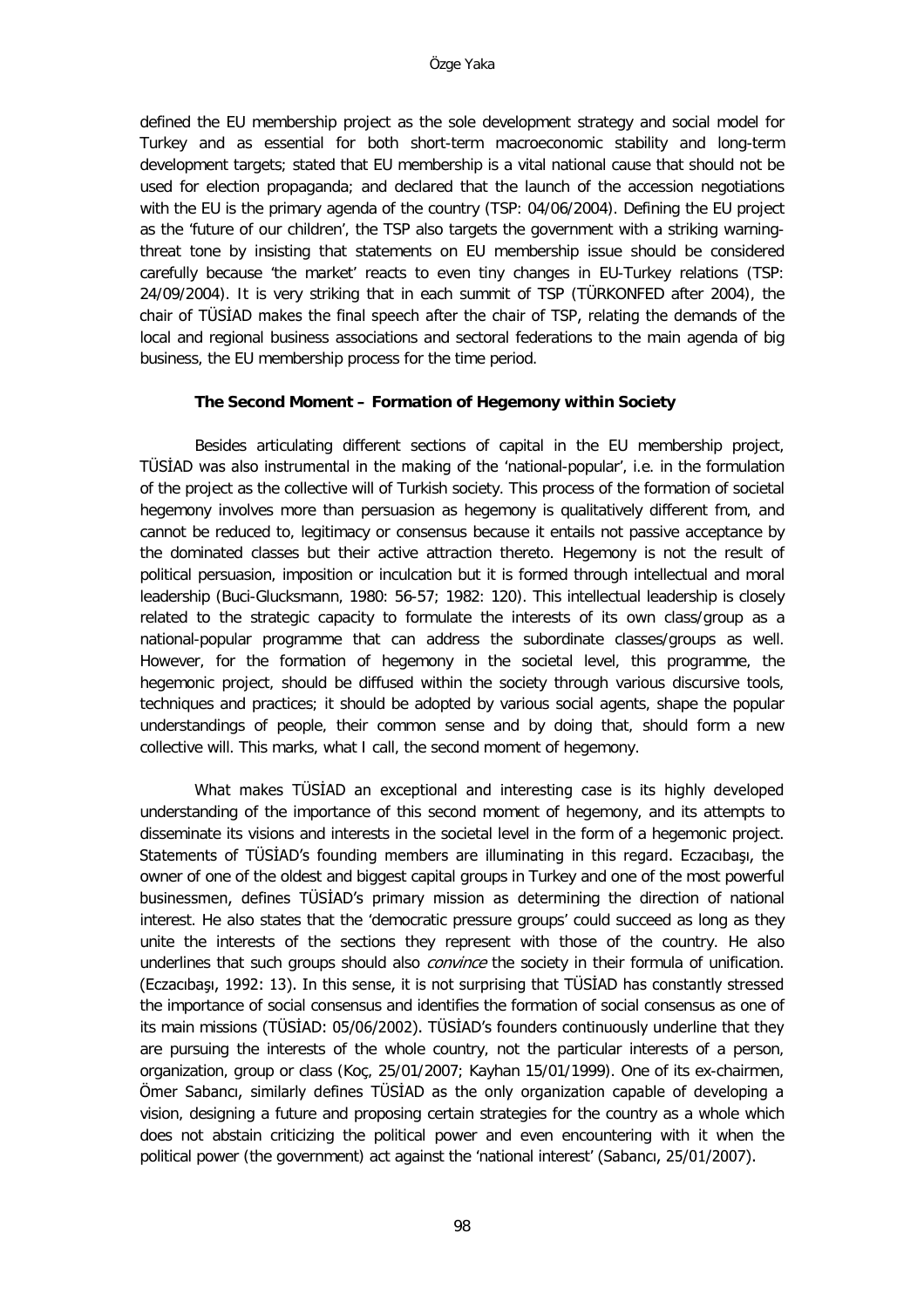defined the EU membership project as the sole development strategy and social model for Turkey and as essential for both short-term macroeconomic stability and long-term development targets; stated that EU membership is a vital national cause that should not be used for election propaganda; and declared that the launch of the accession negotiations with the EU is the primary agenda of the country (TSP: 04/06/2004). Defining the EU project as the 'future of our children', the TSP also targets the government with a striking warning-threat tone by insisting that statements on EU membership issue should be considered carefully because 'the market' reacts to even tiny changes in EU-Turkey relations (TSP: 24/09/2004). It is very striking that in each summit of TSP (TÜRKONFED after 2004), the chair of TÜSİAD makes the final speech after the chair of TSP, relating the demands of the local and regional business associations and sectoral federations to the main agenda of big business, the EU membership process for the time period.

### The Second Moment – Formation of Hegemony within Society

Besides articulating different sections of capital in the EU membership project, TÜSİAD was also instrumental in the making of the 'national-popular', i.e. in the formulation of the project as the collective will of Turkish society. This process of the formation of societal hegemony involves more than persuasion as hegemony is qualitatively different from, and cannot be reduced to, legitimacy or consensus because it entails not passive acceptance by the dominated classes but their active attraction thereto. Hegemony is not the result of political persuasion, imposition or inculcation but it is formed through intellectual and moral leadership (Buci-Glucksmann, 1980: 56-57; 1982: 120). This intellectual leadership is closely related to the strategic capacity to formulate the interests of its own class/group as a national-popular programme that can address the subordinate classes/groups as well. However, for the formation of hegemony in the societal level, this programme, the hegemonic project, should be diffused within the society through various discursive tools, techniques and practices; it should be adopted by various social agents, shape the popular understandings of people, their common sense and by doing that, should form a new collective will. This marks, what I call, the second moment of hegemony.

What makes TÜSİAD an exceptional and interesting case is its highly developed understanding of the importance of this second moment of hegemony, and its attempts to disseminate its visions and interests in the societal level in the form of a hegemonic project. Statements of TÜSİAD's founding members are illuminating in this regard. Eczacıbaşı, the owner of one of the oldest and biggest capital groups in Turkey and one of the most powerful businessmen, defines TÜSİAD's primary mission as determining the direction of national interest. He also states that the 'democratic pressure groups' could succeed as long as they unite the interests of the sections they represent with those of the country. He also underlines that such groups should also *convince* the society in their formula of unification. (Eczacıbaşı, 1992: 13). In this sense, it is not surprising that TÜSİAD has constantly stressed the importance of social consensus and identifies the formation of social consensus as one of its main missions (TÜSİAD: 05/06/2002). TÜSİAD's founders continuously underline that they are pursuing the interests of the whole country, not the particular interests of a person, organization, group or class (Koç, 25/01/2007; Kayhan 15/01/1999). One of its ex-chairmen, Ömer Sabancı, similarly defines TÜSİAD as the only organization capable of developing a vision, designing a future and proposing certain strategies for the country as a whole which does not abstain criticizing the political power and even encountering with it when the political power (the government) act against the 'national interest' (Sabancı, 25/01/2007).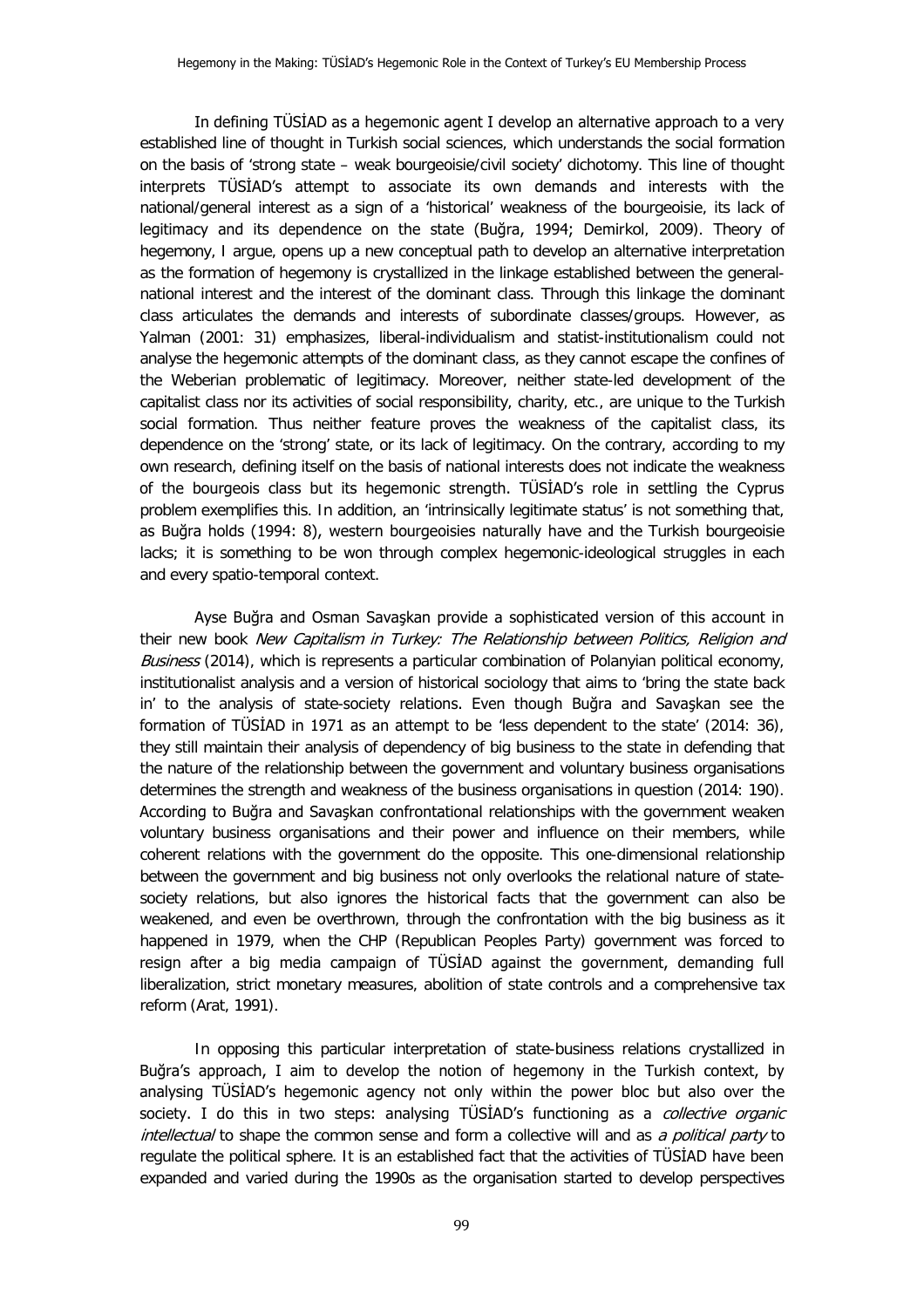In defining TÜSİAD as a hegemonic agent I develop an alternative approach to a very established line of thought in Turkish social sciences, which understands the social formation on the basis of 'strong state – weak bourgeoisie/civil society' dichotomy. This line of thought interprets TÜSİAD's attempt to associate its own demands and interests with the national/general interest as a sign of a 'historical' weakness of the bourgeoisie, its lack of legitimacy and its dependence on the state (Buğra, 1994; Demirkol, 2009). Theory of hegemony, I argue, opens up a new conceptual path to develop an alternative interpretation as the formation of hegemony is crystallized in the linkage established between the general-national interest and the interest of the dominant class. Through this linkage the dominant class articulates the demands and interests of subordinate classes/groups. However, as Yalman (2001: 31) emphasizes, liberal-individualism and statist-institutionalism could not analyse the hegemonic attempts of the dominant class, as they cannot escape the confines of the Weberian problematic of legitimacy. Moreover, neither state-led development of the capitalist class nor its activities of social responsibility, charity, etc., are unique to the Turkish social formation. Thus neither feature proves the weakness of the capitalist class, its dependence on the 'strong' state, or its lack of legitimacy. On the contrary, according to my own research, defining itself on the basis of national interests does not indicate the weakness of the bourgeois class but its hegemonic strength. TÜSİAD's role in settling the Cyprus problem exemplifies this. In addition, an 'intrinsically legitimate status' is not something that, as Buğra holds (1994: 8), western bourgeoisies naturally have and the Turkish bourgeoisie lacks; it is something to be won through complex hegemonic-ideological struggles in each and every spatio-temporal context.

Ayse Buğra and Osman Savaşkan provide a sophisticated version of this account in their new book *New Capitalism in Turkey: The Relationship between Politics, Religion and Business* (2014), which is represents a particular combination of Polanyian political economy, institutionalist analysis and a version of historical sociology that aims to 'bring the state back in' to the analysis of state-society relations. Even though Buğra and Savaşkan see the formation of TÜSİAD in 1971 as an attempt to be 'less dependent to the state' (2014: 36), they still maintain their analysis of dependency of big business to the state in defending that the nature of the relationship between the government and voluntary business organisations determines the strength and weakness of the business organisations in question (2014: 190). According to Buğra and Savaşkan confrontational relationships with the government weaken voluntary business organisations and their power and influence on their members, while coherent relations with the government do the opposite. This one-dimensional relationship between the government and big business not only overlooks the relational nature of state-society relations, but also ignores the historical facts that the government can also be weakened, and even be overthrown, through the confrontation with the big business as it happened in 1979, when the CHP (Republican Peoples Party) government was forced to resign after a big media campaign of TÜSİAD against the government, demanding full liberalization, strict monetary measures, abolition of state controls and a comprehensive tax reform (Arat, 1991).

In opposing this particular interpretation of state-business relations crystallized in Buğra's approach, I aim to develop the notion of hegemony in the Turkish context, by analysing TÜSİAD's hegemonic agency not only within the power bloc but also over the society. I do this in two steps: analysing TÜSİAD's functioning as a *collective organic intellectual* to shape the common sense and form a collective will and as *a political party* to regulate the political sphere. It is an established fact that the activities of TÜSİAD have been expanded and varied during the 1990s as the organisation started to develop perspectives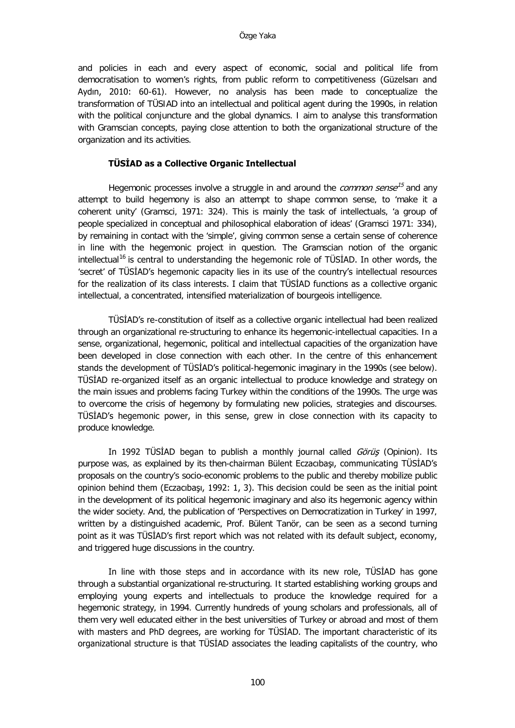and policies in each and every aspect of economic, social and political life from democratisation to women's rights, from public reform to competitiveness (Güzelsarı and Aydın, 2010: 60-61). However, no analysis has been made to conceptualize the transformation of TÜSIAD into an intellectual and political agent during the 1990s, in relation with the political conjuncture and the global dynamics. I aim to analyse this transformation with Gramscian concepts, paying close attention to both the organizational structure of the organization and its activities.

## TÜSİAD as a Collective Organic Intellectual

Hegemonic processes involve a struggle in and around the *common sense*[15] and any attempt to build hegemony is also an attempt to shape common sense, to 'make it a coherent unity' (Gramsci, 1971: 324). This is mainly the task of intellectuals, 'a group of people specialized in conceptual and philosophical elaboration of ideas' (Gramsci 1971: 334), by remaining in contact with the 'simple', giving common sense a certain sense of coherence in line with the hegemonic project in question. The Gramscian notion of the organic intellectual[16] is central to understanding the hegemonic role of TÜSİAD. In other words, the 'secret' of TÜSİAD's hegemonic capacity lies in its use of the country's intellectual resources for the realization of its class interests. I claim that TÜSİAD functions as a collective organic intellectual, a concentrated, intensified materialization of bourgeois intelligence.

TÜSİAD's re-constitution of itself as a collective organic intellectual had been realized through an organizational re-structuring to enhance its hegemonic-intellectual capacities. In a sense, organizational, hegemonic, political and intellectual capacities of the organization have been developed in close connection with each other. In the centre of this enhancement stands the development of TÜSİAD's political-hegemonic imaginary in the 1990s (see below). TÜSİAD re-organized itself as an organic intellectual to produce knowledge and strategy on the main issues and problems facing Turkey within the conditions of the 1990s. The urge was to overcome the crisis of hegemony by formulating new policies, strategies and discourses. TÜSİAD's hegemonic power, in this sense, grew in close connection with its capacity to produce knowledge.

In 1992 TÜSİAD began to publish a monthly journal called *Görüş* (Opinion). Its purpose was, as explained by its then-chairman Bülent Eczacıbaşı, communicating TÜSİAD's proposals on the country's socio-economic problems to the public and thereby mobilize public opinion behind them (Eczacıbaşı, 1992: 1, 3). This decision could be seen as the initial point in the development of its political hegemonic imaginary and also its hegemonic agency within the wider society. And, the publication of 'Perspectives on Democratization in Turkey' in 1997, written by a distinguished academic, Prof. Bülent Tanör, can be seen as a second turning point as it was TÜSİAD's first report which was not related with its default subject, economy, and triggered huge discussions in the country.

In line with those steps and in accordance with its new role, TÜSİAD has gone through a substantial organizational re-structuring. It started establishing working groups and employing young experts and intellectuals to produce the knowledge required for a hegemonic strategy, in 1994. Currently hundreds of young scholars and professionals, all of them very well educated either in the best universities of Turkey or abroad and most of them with masters and PhD degrees, are working for TÜSİAD. The important characteristic of its organizational structure is that TÜSİAD associates the leading capitalists of the country, who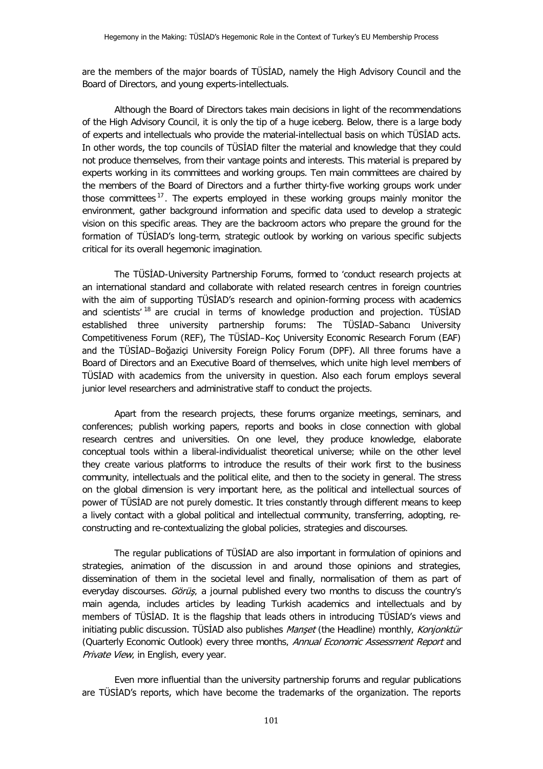are the members of the major boards of TÜSİAD, namely the High Advisory Council and the Board of Directors, and young experts-intellectuals.

Although the Board of Directors takes main decisions in light of the recommendations of the High Advisory Council, it is only the tip of a huge iceberg. Below, there is a large body of experts and intellectuals who provide the material-intellectual basis on which TÜSİAD acts. In other words, the top councils of TÜSİAD filter the material and knowledge that they could not produce themselves, from their vantage points and interests. This material is prepared by experts working in its committees and working groups. Ten main committees are chaired by the members of the Board of Directors and a further thirty-five working groups work under those committees [17]. The experts employed in these working groups mainly monitor the environment, gather background information and specific data used to develop a strategic vision on this specific areas. They are the backroom actors who prepare the ground for the formation of TÜSİAD's long-term, strategic outlook by working on various specific subjects critical for its overall hegemonic imagination.

The TÜSİAD-University Partnership Forums, formed to 'conduct research projects at an international standard and collaborate with related research centres in foreign countries with the aim of supporting TÜSİAD's research and opinion-forming process with academics and scientists' [18] are crucial in terms of knowledge production and projection. TÜSİAD established three university partnership forums: The TÜSİAD–Sabancı University Competitiveness Forum (REF), The TÜSİAD–Koç University Economic Research Forum (EAF) and the TÜSİAD–Boğaziçi University Foreign Policy Forum (DPF). All three forums have a Board of Directors and an Executive Board of themselves, which unite high level members of TÜSİAD with academics from the university in question. Also each forum employs several junior level researchers and administrative staff to conduct the projects.

Apart from the research projects, these forums organize meetings, seminars, and conferences; publish working papers, reports and books in close connection with global research centres and universities. On one level, they produce knowledge, elaborate conceptual tools within a liberal-individualist theoretical universe; while on the other level they create various platforms to introduce the results of their work first to the business community, intellectuals and the political elite, and then to the society in general. The stress on the global dimension is very important here, as the political and intellectual sources of power of TÜSİAD are not purely domestic. It tries constantly through different means to keep a lively contact with a global political and intellectual community, transferring, adopting, re-constructing and re-contextualizing the global policies, strategies and discourses.

The regular publications of TÜSİAD are also important in formulation of opinions and strategies, animation of the discussion in and around those opinions and strategies, dissemination of them in the societal level and finally, normalisation of them as part of everyday discourses. *Görüş*, a journal published every two months to discuss the country's main agenda, includes articles by leading Turkish academics and intellectuals and by members of TÜSİAD. It is the flagship that leads others in introducing TÜSİAD's views and initiating public discussion. TÜSİAD also publishes *Manşet* (the Headline) monthly, *Konjonktür* (Quarterly Economic Outlook) every three months, *Annual Economic Assessment Report* and *Private View*, in English, every year.

Even more influential than the university partnership forums and regular publications are TÜSİAD's reports, which have become the trademarks of the organization. The reports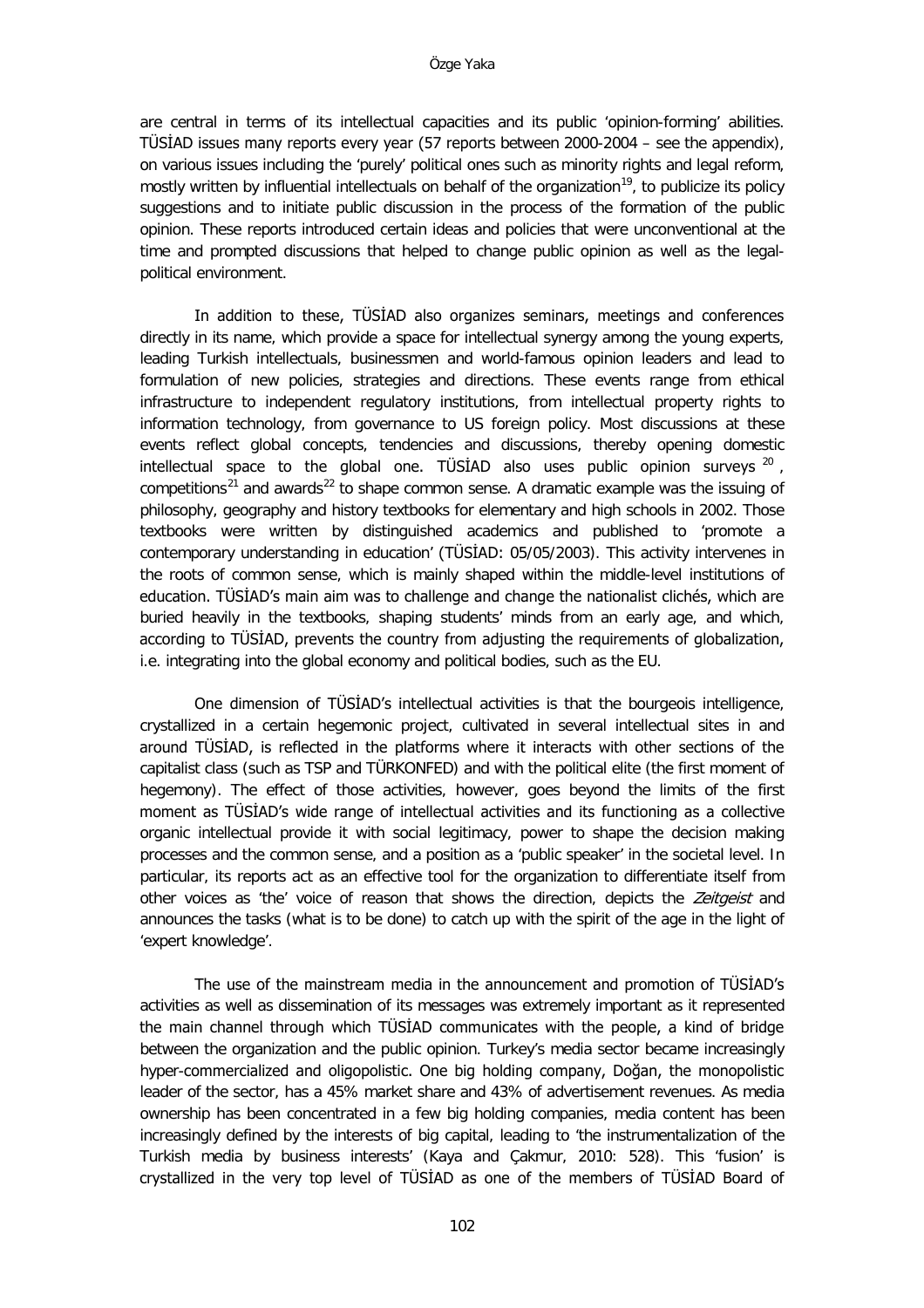are central in terms of its intellectual capacities and its public 'opinion-forming' abilities. TÜSİAD issues many reports every year (57 reports between 2000-2004 – see the appendix), on various issues including the 'purely' political ones such as minority rights and legal reform, mostly written by influential intellectuals on behalf of the organization[19], to publicize its policy suggestions and to initiate public discussion in the process of the formation of the public opinion. These reports introduced certain ideas and policies that were unconventional at the time and prompted discussions that helped to change public opinion as well as the legal-political environment.

In addition to these, TÜSİAD also organizes seminars, meetings and conferences directly in its name, which provide a space for intellectual synergy among the young experts, leading Turkish intellectuals, businessmen and world-famous opinion leaders and lead to formulation of new policies, strategies and directions. These events range from ethical infrastructure to independent regulatory institutions, from intellectual property rights to information technology, from governance to US foreign policy. Most discussions at these events reflect global concepts, tendencies and discussions, thereby opening domestic intellectual space to the global one. TÜSİAD also uses public opinion surveys [20], competitions[21] and awards[22] to shape common sense. A dramatic example was the issuing of philosophy, geography and history textbooks for elementary and high schools in 2002. Those textbooks were written by distinguished academics and published to 'promote a contemporary understanding in education' (TÜSİAD: 05/05/2003). This activity intervenes in the roots of common sense, which is mainly shaped within the middle-level institutions of education. TÜSİAD's main aim was to challenge and change the nationalist clichés, which are buried heavily in the textbooks, shaping students' minds from an early age, and which, according to TÜSİAD, prevents the country from adjusting the requirements of globalization, i.e. integrating into the global economy and political bodies, such as the EU.

One dimension of TÜSİAD's intellectual activities is that the bourgeois intelligence, crystallized in a certain hegemonic project, cultivated in several intellectual sites in and around TÜSİAD, is reflected in the platforms where it interacts with other sections of the capitalist class (such as TSP and TÜRKONFED) and with the political elite (the first moment of hegemony). The effect of those activities, however, goes beyond the limits of the first moment as TÜSİAD's wide range of intellectual activities and its functioning as a collective organic intellectual provide it with social legitimacy, power to shape the decision making processes and the common sense, and a position as a 'public speaker' in the societal level. In particular, its reports act as an effective tool for the organization to differentiate itself from other voices as 'the' voice of reason that shows the direction, depicts the *Zeitgeist* and announces the tasks (what is to be done) to catch up with the spirit of the age in the light of 'expert knowledge'.

The use of the mainstream media in the announcement and promotion of TÜSİAD's activities as well as dissemination of its messages was extremely important as it represented the main channel through which TÜSİAD communicates with the people, a kind of bridge between the organization and the public opinion. Turkey's media sector became increasingly hyper-commercialized and oligopolistic. One big holding company, Doğan, the monopolistic leader of the sector, has a 45% market share and 43% of advertisement revenues. As media ownership has been concentrated in a few big holding companies, media content has been increasingly defined by the interests of big capital, leading to 'the instrumentalization of the Turkish media by business interests' (Kaya and Çakmur, 2010: 528). This 'fusion' is crystallized in the very top level of TÜSİAD as one of the members of TÜSİAD Board of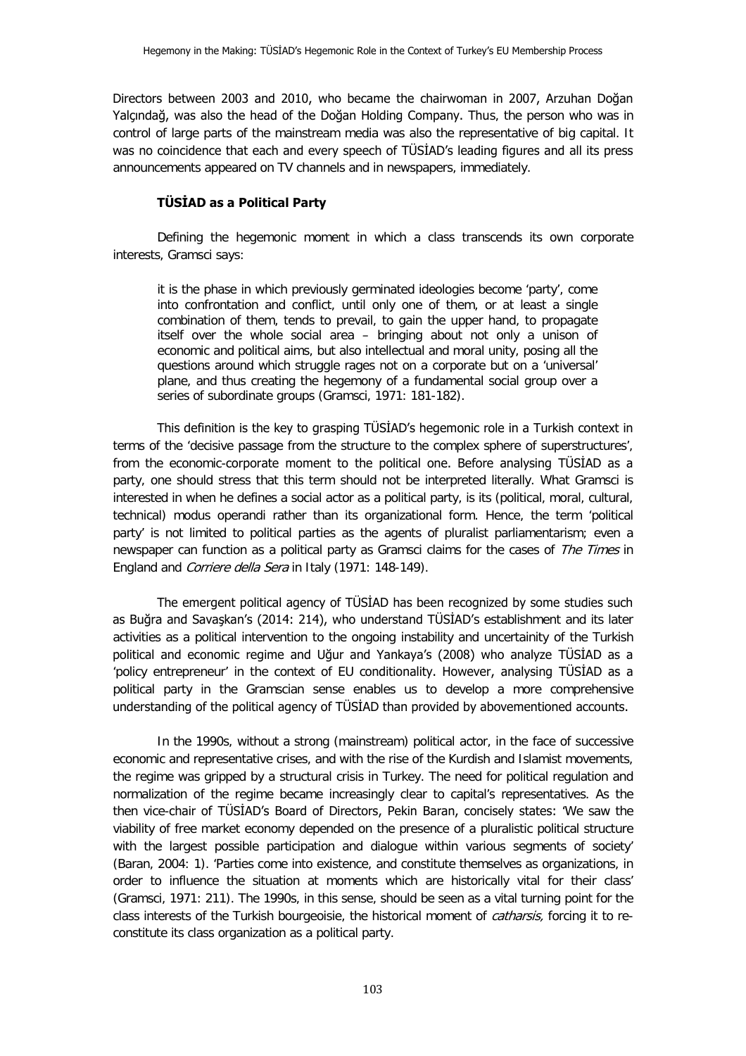Directors between 2003 and 2010, who became the chairwoman in 2007, Arzuhan Doğan Yalçındağ, was also the head of the Doğan Holding Company. Thus, the person who was in control of large parts of the mainstream media was also the representative of big capital. It was no coincidence that each and every speech of TÜSİAD's leading figures and all its press announcements appeared on TV channels and in newspapers, immediately.

### TÜSİAD as a Political Party

Defining the hegemonic moment in which a class transcends its own corporate interests, Gramsci says:

> it is the phase in which previously germinated ideologies become 'party', come into confrontation and conflict, until only one of them, or at least a single combination of them, tends to prevail, to gain the upper hand, to propagate itself over the whole social area – bringing about not only a unison of economic and political aims, but also intellectual and moral unity, posing all the questions around which struggle rages not on a corporate but on a 'universal' plane, and thus creating the hegemony of a fundamental social group over a series of subordinate groups (Gramsci, 1971: 181-182).

This definition is the key to grasping TÜSİAD's hegemonic role in a Turkish context in terms of the 'decisive passage from the structure to the complex sphere of superstructures', from the economic-corporate moment to the political one. Before analysing TÜSİAD as a party, one should stress that this term should not be interpreted literally. What Gramsci is interested in when he defines a social actor as a political party, is its (political, moral, cultural, technical) modus operandi rather than its organizational form. Hence, the term 'political party' is not limited to political parties as the agents of pluralist parliamentarism; even a newspaper can function as a political party as Gramsci claims for the cases of *The Times* in England and *Corriere della Sera* in Italy (1971: 148-149).

The emergent political agency of TÜSİAD has been recognized by some studies such as Buğra and Savaşkan's (2014: 214), who understand TÜSİAD's establishment and its later activities as a political intervention to the ongoing instability and uncertainity of the Turkish political and economic regime and Uğur and Yankaya's (2008) who analyze TÜSİAD as a 'policy entrepreneur' in the context of EU conditionality. However, analysing TÜSİAD as a political party in the Gramscian sense enables us to develop a more comprehensive understanding of the political agency of TÜSİAD than provided by abovementioned accounts.

In the 1990s, without a strong (mainstream) political actor, in the face of successive economic and representative crises, and with the rise of the Kurdish and Islamist movements, the regime was gripped by a structural crisis in Turkey. The need for political regulation and normalization of the regime became increasingly clear to capital's representatives. As the then vice-chair of TÜSİAD's Board of Directors, Pekin Baran, concisely states: 'We saw the viability of free market economy depended on the presence of a pluralistic political structure with the largest possible participation and dialogue within various segments of society' (Baran, 2004: 1). 'Parties come into existence, and constitute themselves as organizations, in order to influence the situation at moments which are historically vital for their class' (Gramsci, 1971: 211). The 1990s, in this sense, should be seen as a vital turning point for the class interests of the Turkish bourgeoisie, the historical moment of *catharsis,* forcing it to re-constitute its class organization as a political party.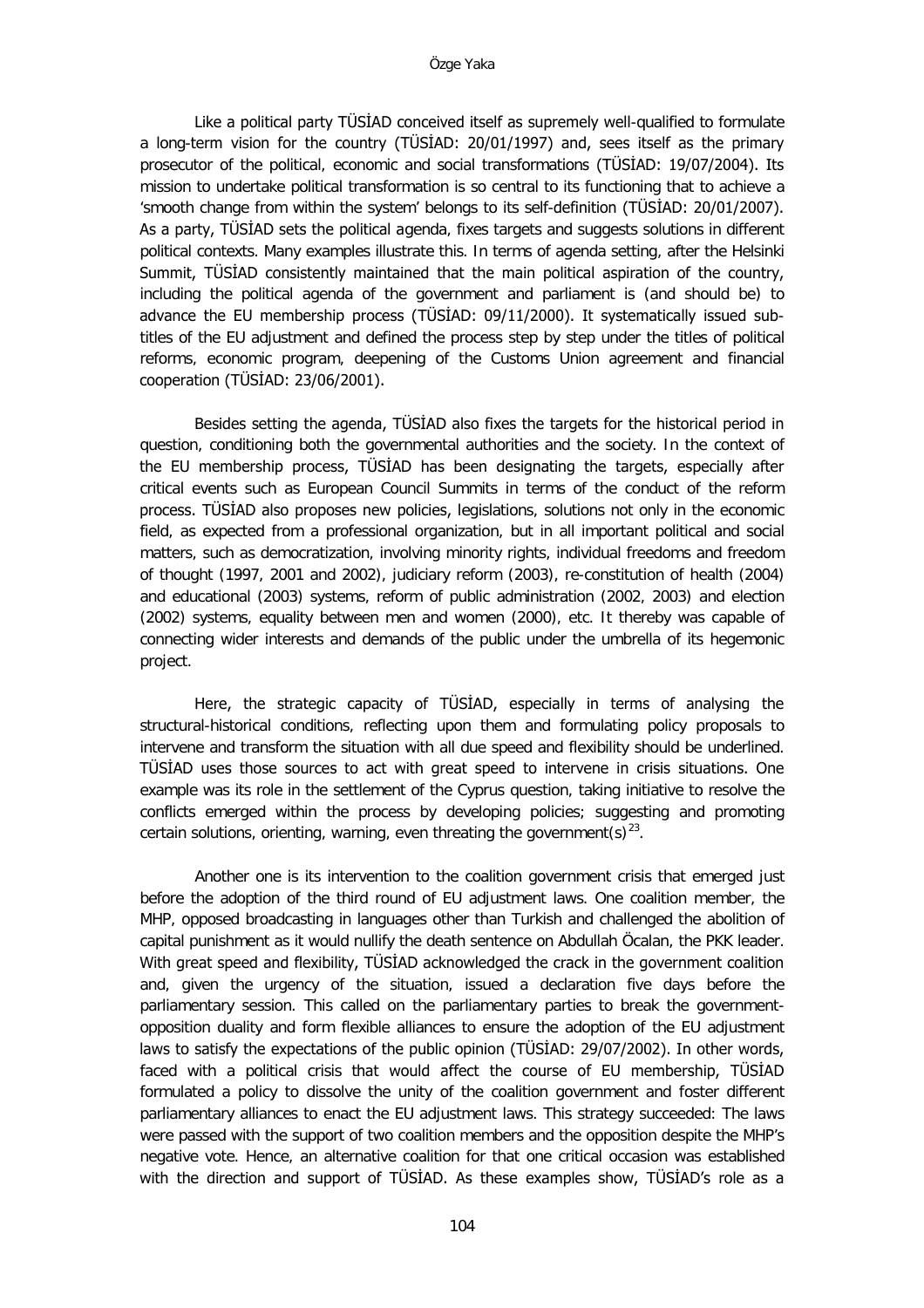Like a political party TÜSİAD conceived itself as supremely well-qualified to formulate a long-term vision for the country (TÜSİAD: 20/01/1997) and, sees itself as the primary prosecutor of the political, economic and social transformations (TÜSİAD: 19/07/2004). Its mission to undertake political transformation is so central to its functioning that to achieve a 'smooth change from within the system' belongs to its self-definition (TÜSİAD: 20/01/2007). As a party, TÜSİAD sets the political agenda, fixes targets and suggests solutions in different political contexts. Many examples illustrate this. In terms of agenda setting, after the Helsinki Summit, TÜSİAD consistently maintained that the main political aspiration of the country, including the political agenda of the government and parliament is (and should be) to advance the EU membership process (TÜSİAD: 09/11/2000). It systematically issued sub-titles of the EU adjustment and defined the process step by step under the titles of political reforms, economic program, deepening of the Customs Union agreement and financial cooperation (TÜSİAD: 23/06/2001).

Besides setting the agenda, TÜSİAD also fixes the targets for the historical period in question, conditioning both the governmental authorities and the society. In the context of the EU membership process, TÜSİAD has been designating the targets, especially after critical events such as European Council Summits in terms of the conduct of the reform process. TÜSİAD also proposes new policies, legislations, solutions not only in the economic field, as expected from a professional organization, but in all important political and social matters, such as democratization, involving minority rights, individual freedoms and freedom of thought (1997, 2001 and 2002), judiciary reform (2003), re-constitution of health (2004) and educational (2003) systems, reform of public administration (2002, 2003) and election (2002) systems, equality between men and women (2000), etc. It thereby was capable of connecting wider interests and demands of the public under the umbrella of its hegemonic project.

Here, the strategic capacity of TÜSİAD, especially in terms of analysing the structural-historical conditions, reflecting upon them and formulating policy proposals to intervene and transform the situation with all due speed and flexibility should be underlined. TÜSİAD uses those sources to act with great speed to intervene in crisis situations. One example was its role in the settlement of the Cyprus question, taking initiative to resolve the conflicts emerged within the process by developing policies; suggesting and promoting certain solutions, orienting, warning, even threating the government(s)[23].

Another one is its intervention to the coalition government crisis that emerged just before the adoption of the third round of EU adjustment laws. One coalition member, the MHP, opposed broadcasting in languages other than Turkish and challenged the abolition of capital punishment as it would nullify the death sentence on Abdullah Öcalan, the PKK leader. With great speed and flexibility, TÜSİAD acknowledged the crack in the government coalition and, given the urgency of the situation, issued a declaration five days before the parliamentary session. This called on the parliamentary parties to break the government-opposition duality and form flexible alliances to ensure the adoption of the EU adjustment laws to satisfy the expectations of the public opinion (TÜSİAD: 29/07/2002). In other words, faced with a political crisis that would affect the course of EU membership, TÜSİAD formulated a policy to dissolve the unity of the coalition government and foster different parliamentary alliances to enact the EU adjustment laws. This strategy succeeded: The laws were passed with the support of two coalition members and the opposition despite the MHP's negative vote. Hence, an alternative coalition for that one critical occasion was established with the direction and support of TÜSİAD. As these examples show, TÜSİAD's role as a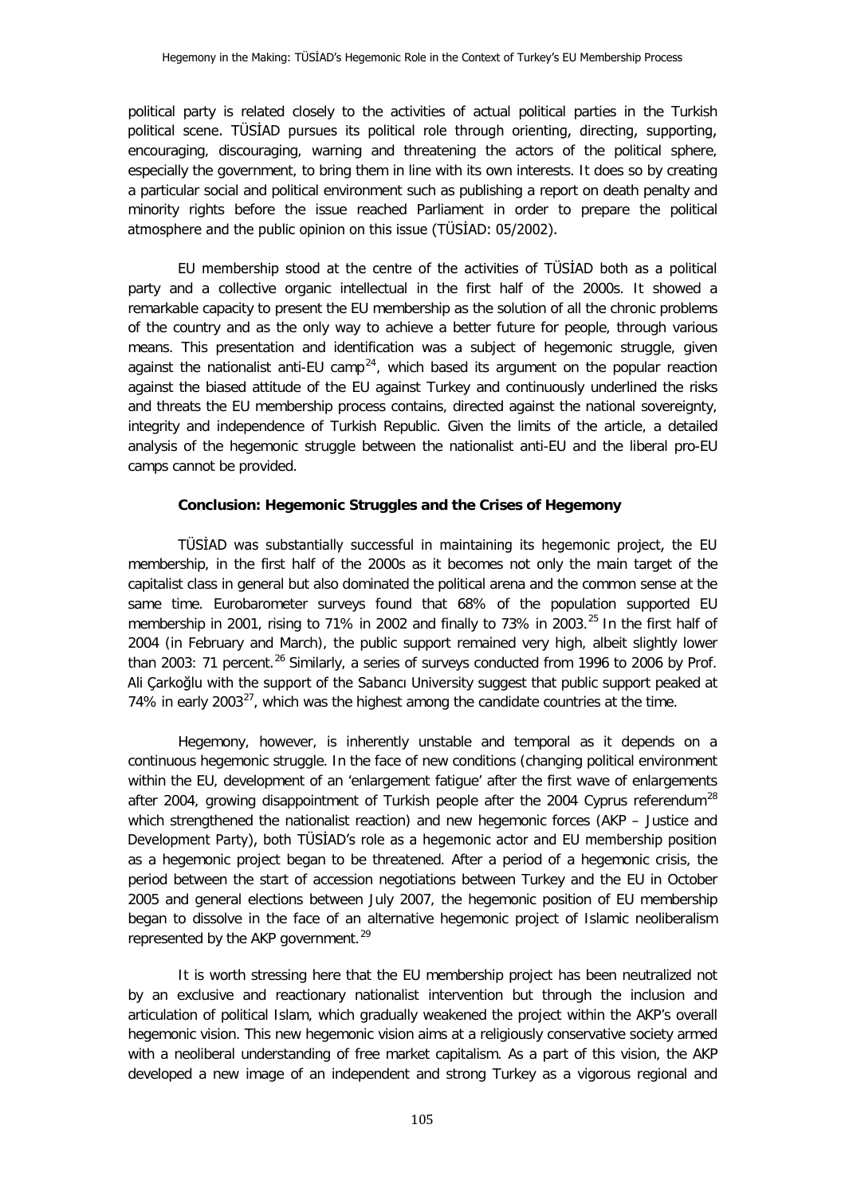political party is related closely to the activities of actual political parties in the Turkish political scene. TÜSİAD pursues its political role through orienting, directing, supporting, encouraging, discouraging, warning and threatening the actors of the political sphere, especially the government, to bring them in line with its own interests. It does so by creating a particular social and political environment such as publishing a report on death penalty and minority rights before the issue reached Parliament in order to prepare the political atmosphere and the public opinion on this issue (TÜSİAD: 05/2002).

EU membership stood at the centre of the activities of TÜSİAD both as a political party and a collective organic intellectual in the first half of the 2000s. It showed a remarkable capacity to present the EU membership as the solution of all the chronic problems of the country and as the only way to achieve a better future for people, through various means. This presentation and identification was a subject of hegemonic struggle, given against the nationalist anti-EU camp[24], which based its argument on the popular reaction against the biased attitude of the EU against Turkey and continuously underlined the risks and threats the EU membership process contains, directed against the national sovereignty, integrity and independence of Turkish Republic. Given the limits of the article, a detailed analysis of the hegemonic struggle between the nationalist anti-EU and the liberal pro-EU camps cannot be provided.

## Conclusion: Hegemonic Struggles and the Crises of Hegemony

TÜSİAD was substantially successful in maintaining its hegemonic project, the EU membership, in the first half of the 2000s as it becomes not only the main target of the capitalist class in general but also dominated the political arena and the common sense at the same time. Eurobarometer surveys found that 68% of the population supported EU membership in 2001, rising to 71% in 2002 and finally to 73% in 2003.[25] In the first half of 2004 (in February and March), the public support remained very high, albeit slightly lower than 2003: 71 percent.[26] Similarly, a series of surveys conducted from 1996 to 2006 by Prof. Ali Çarkoğlu with the support of the Sabancı University suggest that public support peaked at 74% in early 2003[27], which was the highest among the candidate countries at the time.

Hegemony, however, is inherently unstable and temporal as it depends on a continuous hegemonic struggle. In the face of new conditions (changing political environment within the EU, development of an 'enlargement fatigue' after the first wave of enlargements after 2004, growing disappointment of Turkish people after the 2004 Cyprus referendum[28] which strengthened the nationalist reaction) and new hegemonic forces (AKP – Justice and Development Party), both TÜSİAD's role as a hegemonic actor and EU membership position as a hegemonic project began to be threatened. After a period of a hegemonic crisis, the period between the start of accession negotiations between Turkey and the EU in October 2005 and general elections between July 2007, the hegemonic position of EU membership began to dissolve in the face of an alternative hegemonic project of Islamic neoliberalism represented by the AKP government.[29]

It is worth stressing here that the EU membership project has been neutralized not by an exclusive and reactionary nationalist intervention but through the inclusion and articulation of political Islam, which gradually weakened the project within the AKP's overall hegemonic vision. This new hegemonic vision aims at a religiously conservative society armed with a neoliberal understanding of free market capitalism. As a part of this vision, the AKP developed a new image of an independent and strong Turkey as a vigorous regional and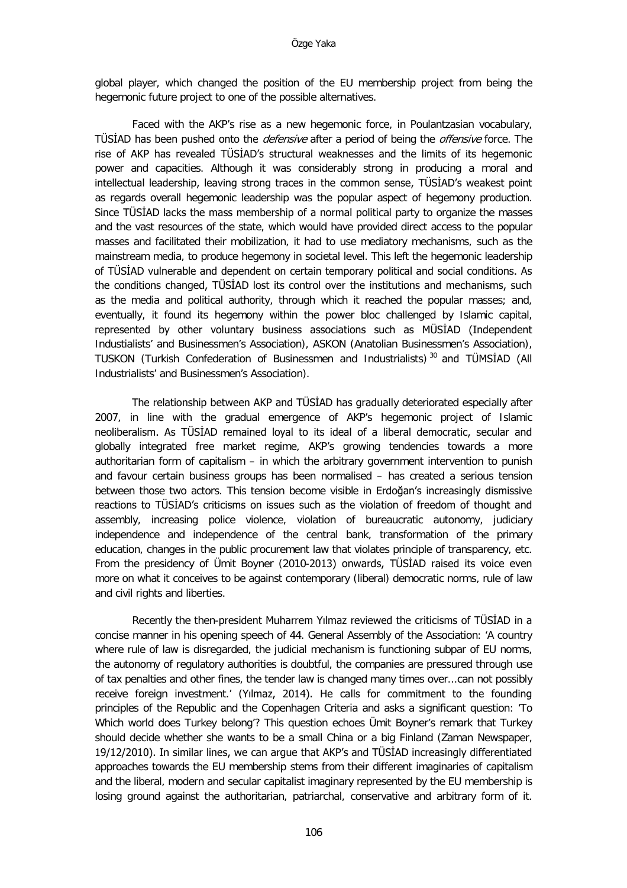global player, which changed the position of the EU membership project from being the hegemonic future project to one of the possible alternatives.

Faced with the AKP's rise as a new hegemonic force, in Poulantzasian vocabulary, TÜSİAD has been pushed onto the *defensive* after a period of being the *offensive* force. The rise of AKP has revealed TÜSİAD's structural weaknesses and the limits of its hegemonic power and capacities. Although it was considerably strong in producing a moral and intellectual leadership, leaving strong traces in the common sense, TÜSİAD's weakest point as regards overall hegemonic leadership was the popular aspect of hegemony production. Since TÜSİAD lacks the mass membership of a normal political party to organize the masses and the vast resources of the state, which would have provided direct access to the popular masses and facilitated their mobilization, it had to use mediatory mechanisms, such as the mainstream media, to produce hegemony in societal level. This left the hegemonic leadership of TÜSİAD vulnerable and dependent on certain temporary political and social conditions. As the conditions changed, TÜSİAD lost its control over the institutions and mechanisms, such as the media and political authority, through which it reached the popular masses; and, eventually, it found its hegemony within the power bloc challenged by Islamic capital, represented by other voluntary business associations such as MÜSİAD (Independent Industialists' and Businessmen's Association), ASKON (Anatolian Businessmen's Association), TUSKON (Turkish Confederation of Businessmen and Industrialists)[30] and TÜMSİAD (All Industrialists' and Businessmen's Association).

The relationship between AKP and TÜSİAD has gradually deteriorated especially after 2007, in line with the gradual emergence of AKP's hegemonic project of Islamic neoliberalism. As TÜSİAD remained loyal to its ideal of a liberal democratic, secular and globally integrated free market regime, AKP's growing tendencies towards a more authoritarian form of capitalism – in which the arbitrary government intervention to punish and favour certain business groups has been normalised – has created a serious tension between those two actors. This tension become visible in Erdoğan's increasingly dismissive reactions to TÜSİAD's criticisms on issues such as the violation of freedom of thought and assembly, increasing police violence, violation of bureaucratic autonomy, judiciary independence and independence of the central bank, transformation of the primary education, changes in the public procurement law that violates principle of transparency, etc. From the presidency of Ümit Boyner (2010-2013) onwards, TÜSİAD raised its voice even more on what it conceives to be against contemporary (liberal) democratic norms, rule of law and civil rights and liberties.

Recently the then-president Muharrem Yılmaz reviewed the criticisms of TÜSİAD in a concise manner in his opening speech of 44. General Assembly of the Association: 'A country where rule of law is disregarded, the judicial mechanism is functioning subpar of EU norms, the autonomy of regulatory authorities is doubtful, the companies are pressured through use of tax penalties and other fines, the tender law is changed many times over...can not possibly receive foreign investment.' (Yılmaz, 2014). He calls for commitment to the founding principles of the Republic and the Copenhagen Criteria and asks a significant question: 'To Which world does Turkey belong'? This question echoes Ümit Boyner's remark that Turkey should decide whether she wants to be a small China or a big Finland (Zaman Newspaper, 19/12/2010). In similar lines, we can argue that AKP's and TÜSİAD increasingly differentiated approaches towards the EU membership stems from their different imaginaries of capitalism and the liberal, modern and secular capitalist imaginary represented by the EU membership is losing ground against the authoritarian, patriarchal, conservative and arbitrary form of it.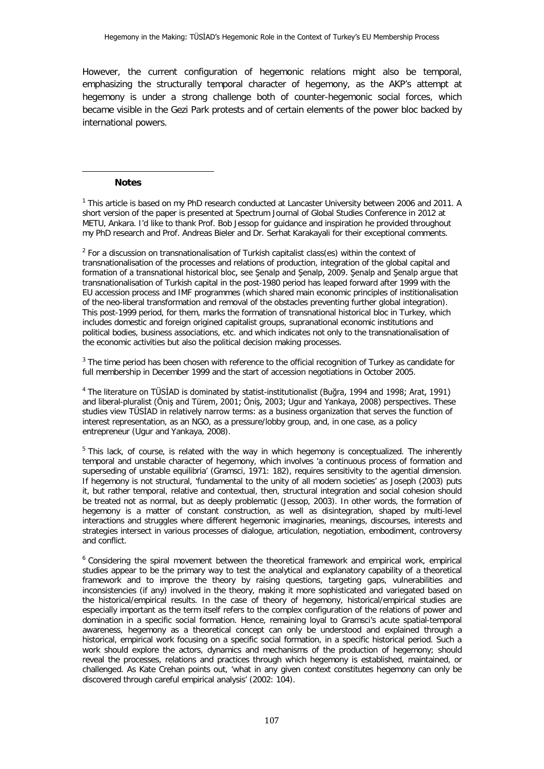However, the current configuration of hegemonic relations might also be temporal, emphasizing the structurally temporal character of hegemony, as the AKP's attempt at hegemony is under a strong challenge both of counter-hegemonic social forces, which became visible in the Gezi Park protests and of certain elements of the power bloc backed by international powers.

**Notes**

[1] This article is based on my PhD research conducted at Lancaster University between 2006 and 2011. A short version of the paper is presented at Spectrum Journal of Global Studies Conference in 2012 at METU, Ankara. I'd like to thank Prof. Bob Jessop for guidance and inspiration he provided throughout my PhD research and Prof. Andreas Bieler and Dr. Serhat Karakayali for their exceptional comments.

[2] For a discussion on transnationalisation of Turkish capitalist class(es) within the context of transnationalisation of the processes and relations of production, integration of the global capital and formation of a transnational historical bloc, see Şenalp and Şenalp, 2009. Şenalp and Şenalp argue that transnationalisation of Turkish capital in the post-1980 period has leaped forward after 1999 with the EU accession process and IMF programmes (which shared main economic principles of institionalisation of the neo-liberal transformation and removal of the obstacles preventing further global integration). This post-1999 period, for them, marks the formation of transnational historical bloc in Turkey, which includes domestic and foreign origined capitalist groups, supranational economic institutions and political bodies, business associations, etc. and which indicates not only to the transnationalisation of the economic activities but also the political decision making processes.

[3] The time period has been chosen with reference to the official recognition of Turkey as candidate for full membership in December 1999 and the start of accession negotiations in October 2005.

[4] The literature on TÜSİAD is dominated by statist-institutionalist (Buğra, 1994 and 1998; Arat, 1991) and liberal-pluralist (Öniş and Türem, 2001; Öniş, 2003; Ugur and Yankaya, 2008) perspectives. These studies view TÜSİAD in relatively narrow terms: as a business organization that serves the function of interest representation, as an NGO, as a pressure/lobby group, and, in one case, as a policy entrepreneur (Ugur and Yankaya, 2008).

[5] This lack, of course, is related with the way in which hegemony is conceptualized. The inherently temporal and unstable character of hegemony, which involves 'a continuous process of formation and superseding of unstable equilibria' (Gramsci, 1971: 182), requires sensitivity to the agential dimension. If hegemony is not structural, 'fundamental to the unity of all modern societies' as Joseph (2003) puts it, but rather temporal, relative and contextual, then, structural integration and social cohesion should be treated not as normal, but as deeply problematic (Jessop, 2003). In other words, the formation of hegemony is a matter of constant construction, as well as disintegration, shaped by multi-level interactions and struggles where different hegemonic imaginaries, meanings, discourses, interests and strategies intersect in various processes of dialogue, articulation, negotiation, embodiment, controversy and conflict.

[6] Considering the spiral movement between the theoretical framework and empirical work, empirical studies appear to be the primary way to test the analytical and explanatory capability of a theoretical framework and to improve the theory by raising questions, targeting gaps, vulnerabilities and inconsistencies (if any) involved in the theory, making it more sophisticated and variegated based on the historical/empirical results. In the case of theory of hegemony, historical/empirical studies are especially important as the term itself refers to the complex configuration of the relations of power and domination in a specific social formation. Hence, remaining loyal to Gramsci's acute spatial-temporal awareness, hegemony as a theoretical concept can only be understood and explained through a historical, empirical work focusing on a specific social formation, in a specific historical period. Such a work should explore the actors, dynamics and mechanisms of the production of hegemony; should reveal the processes, relations and practices through which hegemony is established, maintained, or challenged. As Kate Crehan points out, 'what in any given context constitutes hegemony can only be discovered through careful empirical analysis' (2002: 104).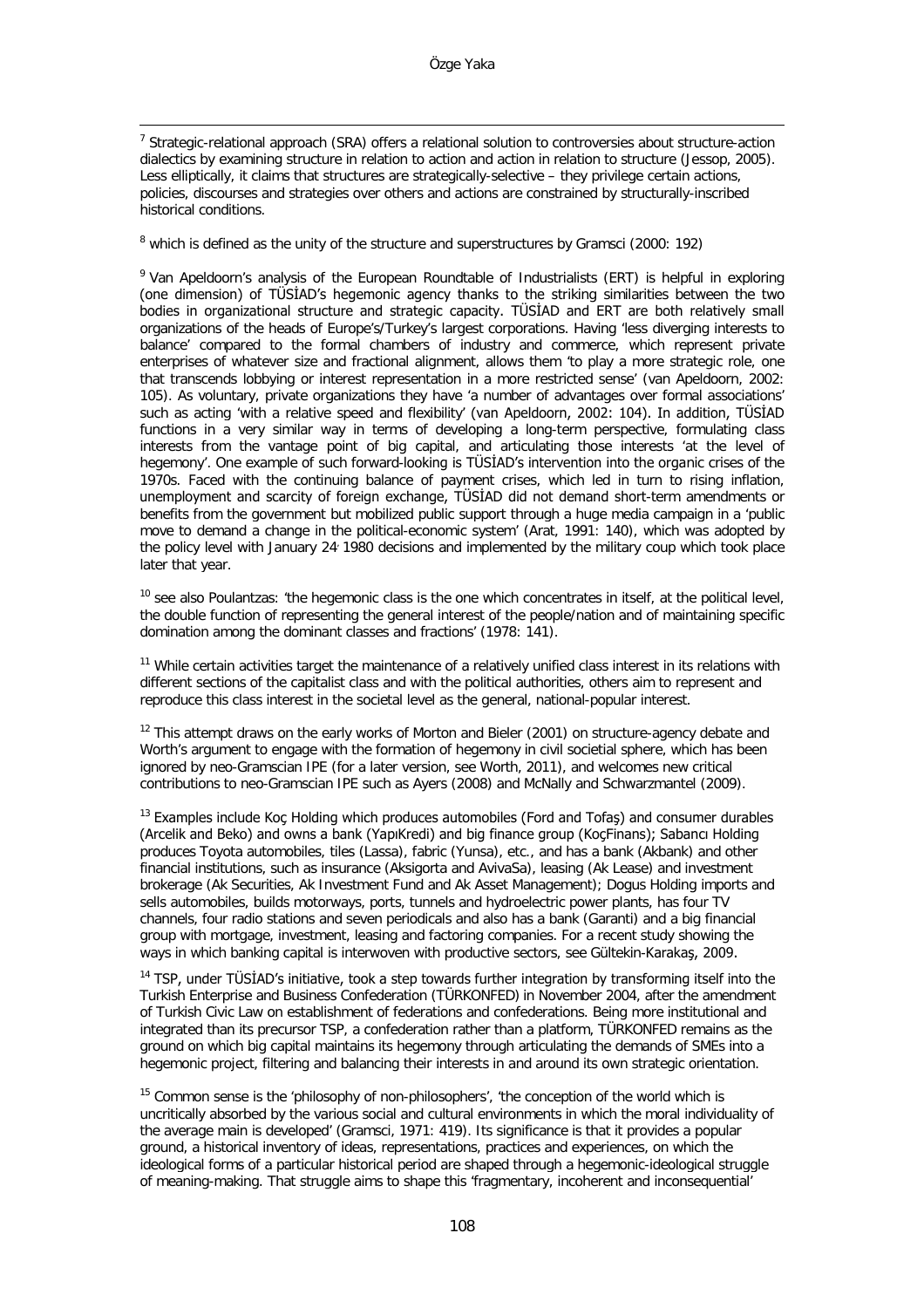[7] Strategic-relational approach (SRA) offers a relational solution to controversies about structure-action dialectics by examining structure in relation to action and action in relation to structure (Jessop, 2005). Less elliptically, it claims that structures are strategically-selective – they privilege certain actions, policies, discourses and strategies over others and actions are constrained by structurally-inscribed historical conditions.

[8] which is defined as the unity of the structure and superstructures by Gramsci (2000: 192)

[9] Van Apeldoorn's analysis of the European Roundtable of Industrialists (ERT) is helpful in exploring (one dimension) of TÜSİAD's hegemonic agency thanks to the striking similarities between the two bodies in organizational structure and strategic capacity. TÜSİAD and ERT are both relatively small organizations of the heads of Europe's/Turkey's largest corporations. Having 'less diverging interests to balance' compared to the formal chambers of industry and commerce, which represent private enterprises of whatever size and fractional alignment, allows them 'to play a more strategic role, one that transcends lobbying or interest representation in a more restricted sense' (van Apeldoorn, 2002: 105). As voluntary, private organizations they have 'a number of advantages over formal associations' such as acting 'with a relative speed and flexibility' (van Apeldoorn, 2002: 104). In addition, TÜSİAD functions in a very similar way in terms of developing a long-term perspective, formulating class interests from the vantage point of big capital, and articulating those interests 'at the level of hegemony'. One example of such forward-looking is TÜSİAD's intervention into the organic crises of the 1970s. Faced with the continuing balance of payment crises, which led in turn to rising inflation, unemployment and scarcity of foreign exchange, TÜSİAD did not demand short-term amendments or benefits from the government but mobilized public support through a huge media campaign in a 'public move to demand a change in the political-economic system' (Arat, 1991: 140), which was adopted by the policy level with January 24, 1980 decisions and implemented by the military coup which took place later that year.

[10] see also Poulantzas: 'the hegemonic class is the one which concentrates in itself, at the political level, the double function of representing the general interest of the people/nation and of maintaining specific domination among the dominant classes and fractions' (1978: 141).

[11] While certain activities target the maintenance of a relatively unified class interest in its relations with different sections of the capitalist class and with the political authorities, others aim to represent and reproduce this class interest in the societal level as the general, national-popular interest.

[12] This attempt draws on the early works of Morton and Bieler (2001) on structure-agency debate and Worth's argument to engage with the formation of hegemony in civil societial sphere, which has been ignored by neo-Gramscian IPE (for a later version, see Worth, 2011), and welcomes new critical contributions to neo-Gramscian IPE such as Ayers (2008) and McNally and Schwarzmantel (2009).

[13] Examples include Koç Holding which produces automobiles (Ford and Tofaş) and consumer durables (Arcelik and Beko) and owns a bank (YapıKredi) and big finance group (KoçFinans); Sabancı Holding produces Toyota automobiles, tiles (Lassa), fabric (Yunsa), etc., and has a bank (Akbank) and other financial institutions, such as insurance (Aksigorta and AvivaSa), leasing (Ak Lease) and investment brokerage (Ak Securities, Ak Investment Fund and Ak Asset Management); Dogus Holding imports and sells automobiles, builds motorways, ports, tunnels and hydroelectric power plants, has four TV channels, four radio stations and seven periodicals and also has a bank (Garanti) and a big financial group with mortgage, investment, leasing and factoring companies. For a recent study showing the ways in which banking capital is interwoven with productive sectors, see Gültekin-Karakaş, 2009.

[14] TSP, under TÜSİAD's initiative, took a step towards further integration by transforming itself into the Turkish Enterprise and Business Confederation (TÜRKONFED) in November 2004, after the amendment of Turkish Civic Law on establishment of federations and confederations. Being more institutional and integrated than its precursor TSP, a confederation rather than a platform, TÜRKONFED remains as the ground on which big capital maintains its hegemony through articulating the demands of SMEs into a hegemonic project, filtering and balancing their interests in and around its own strategic orientation.

[15] Common sense is the 'philosophy of non-philosophers', 'the conception of the world which is uncritically absorbed by the various social and cultural environments in which the moral individuality of the average main is developed' (Gramsci, 1971: 419). Its significance is that it provides a popular ground, a historical inventory of ideas, representations, practices and experiences, on which the ideological forms of a particular historical period are shaped through a hegemonic-ideological struggle of meaning-making. That struggle aims to shape this 'fragmentary, incoherent and inconsequential'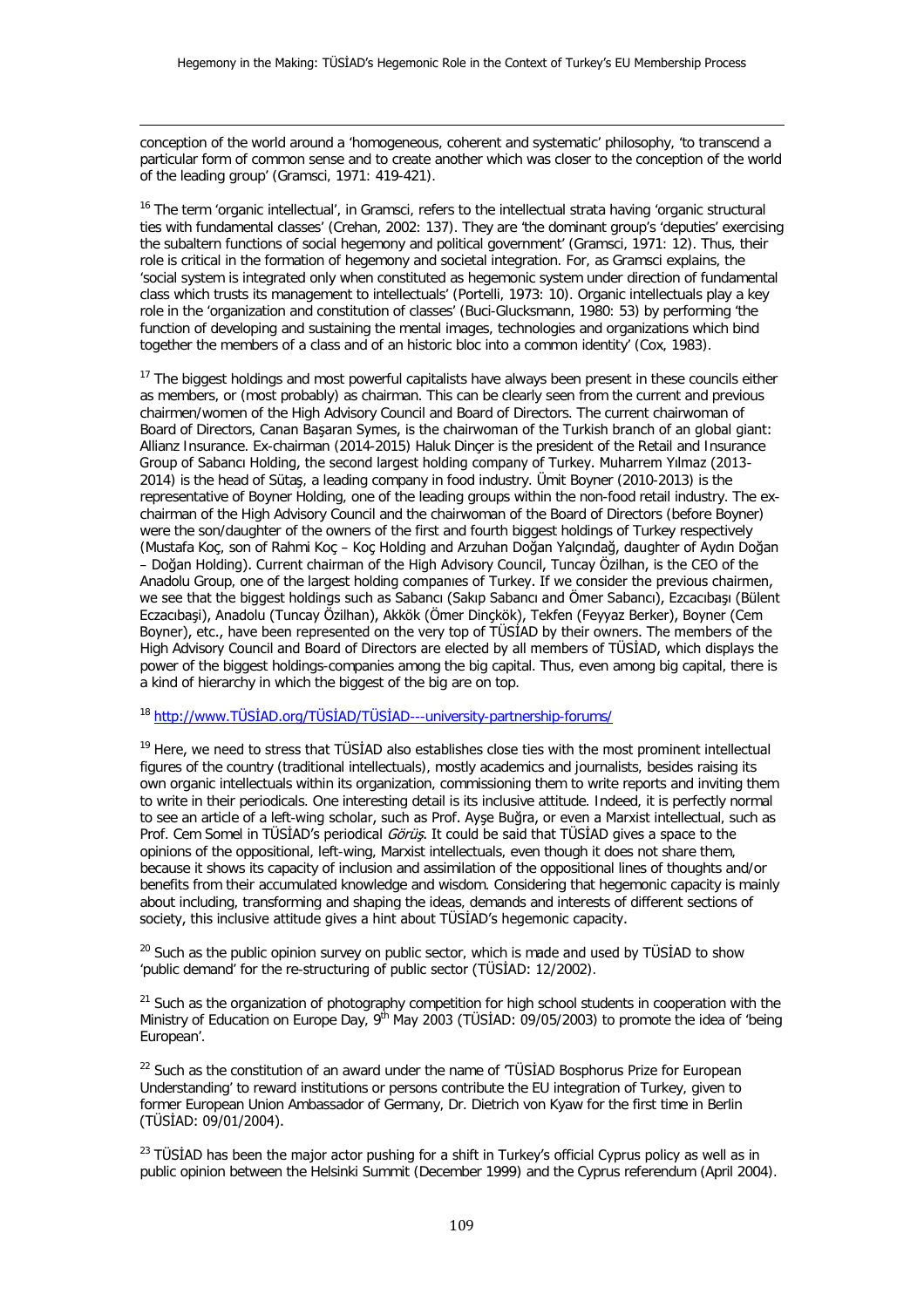conception of the world around a 'homogeneous, coherent and systematic' philosophy, 'to transcend a particular form of common sense and to create another which was closer to the conception of the world of the leading group' (Gramsci, 1971: 419-421).

[16] The term 'organic intellectual', in Gramsci, refers to the intellectual strata having 'organic structural ties with fundamental classes' (Crehan, 2002: 137). They are 'the dominant group's 'deputies' exercising the subaltern functions of social hegemony and political government' (Gramsci, 1971: 12). Thus, their role is critical in the formation of hegemony and societal integration. For, as Gramsci explains, the 'social system is integrated only when constituted as hegemonic system under direction of fundamental class which trusts its management to intellectuals' (Portelli, 1973: 10). Organic intellectuals play a key role in the 'organization and constitution of classes' (Buci-Glucksmann, 1980: 53) by performing 'the function of developing and sustaining the mental images, technologies and organizations which bind together the members of a class and of an historic bloc into a common identity' (Cox, 1983).

[17] The biggest holdings and most powerful capitalists have always been present in these councils either as members, or (most probably) as chairman. This can be clearly seen from the current and previous chairmen/women of the High Advisory Council and Board of Directors. The current chairwoman of Board of Directors, Canan Başaran Symes, is the chairwoman of the Turkish branch of an global giant: Allianz Insurance. Ex-chairman (2014-2015) Haluk Dinçer is the president of the Retail and Insurance Group of Sabancı Holding, the second largest holding company of Turkey. Muharrem Yılmaz (2013-2014) is the head of Sütaş, a leading company in food industry. Ümit Boyner (2010-2013) is the representative of Boyner Holding, one of the leading groups within the non-food retail industry. The ex-chairman of the High Advisory Council and the chairwoman of the Board of Directors (before Boyner) were the son/daughter of the owners of the first and fourth biggest holdings of Turkey respectively (Mustafa Koç, son of Rahmi Koç – Koç Holding and Arzuhan Doğan Yalçındağ, daughter of Aydın Doğan – Doğan Holding). Current chairman of the High Advisory Council, Tuncay Özilhan, is the CEO of the Anadolu Group, one of the largest holding companıes of Turkey. If we consider the previous chairmen, we see that the biggest holdings such as Sabancı (Sakıp Sabancı and Ömer Sabancı), Ezcacıbaşı (Bülent Eczacıbaşi), Anadolu (Tuncay Özilhan), Akkök (Ömer Dinçkök), Tekfen (Feyyaz Berker), Boyner (Cem Boyner), etc., have been represented on the very top of TÜSİAD by their owners. The members of the High Advisory Council and Board of Directors are elected by all members of TÜSİAD, which displays the power of the biggest holdings-companies among the big capital. Thus, even among big capital, there is a kind of hierarchy in which the biggest of the big are on top.

[18] http://www.TÜSİAD.org/TÜSİAD/TÜSİAD---university-partnership-forums/

[19] Here, we need to stress that TÜSİAD also establishes close ties with the most prominent intellectual figures of the country (traditional intellectuals), mostly academics and journalists, besides raising its own organic intellectuals within its organization, commissioning them to write reports and inviting them to write in their periodicals. One interesting detail is its inclusive attitude. Indeed, it is perfectly normal to see an article of a left-wing scholar, such as Prof. Ayşe Buğra, or even a Marxist intellectual, such as Prof. Cem Somel in TÜSİAD's periodical *Görüş*. It could be said that TÜSİAD gives a space to the opinions of the oppositional, left-wing, Marxist intellectuals, even though it does not share them, because it shows its capacity of inclusion and assimilation of the oppositional lines of thoughts and/or benefits from their accumulated knowledge and wisdom. Considering that hegemonic capacity is mainly about including, transforming and shaping the ideas, demands and interests of different sections of society, this inclusive attitude gives a hint about TÜSİAD's hegemonic capacity.

[20] Such as the public opinion survey on public sector, which is made and used by TÜSİAD to show 'public demand' for the re-structuring of public sector (TÜSİAD: 12/2002).

[21] Such as the organization of photography competition for high school students in cooperation with the Ministry of Education on Europe Day, 9th May 2003 (TÜSİAD: 09/05/2003) to promote the idea of 'being European'.

[22] Such as the constitution of an award under the name of 'TÜSİAD Bosphorus Prize for European Understanding' to reward institutions or persons contribute the EU integration of Turkey, given to former European Union Ambassador of Germany, Dr. Dietrich von Kyaw for the first time in Berlin (TÜSİAD: 09/01/2004).

[23] TÜSİAD has been the major actor pushing for a shift in Turkey's official Cyprus policy as well as in public opinion between the Helsinki Summit (December 1999) and the Cyprus referendum (April 2004).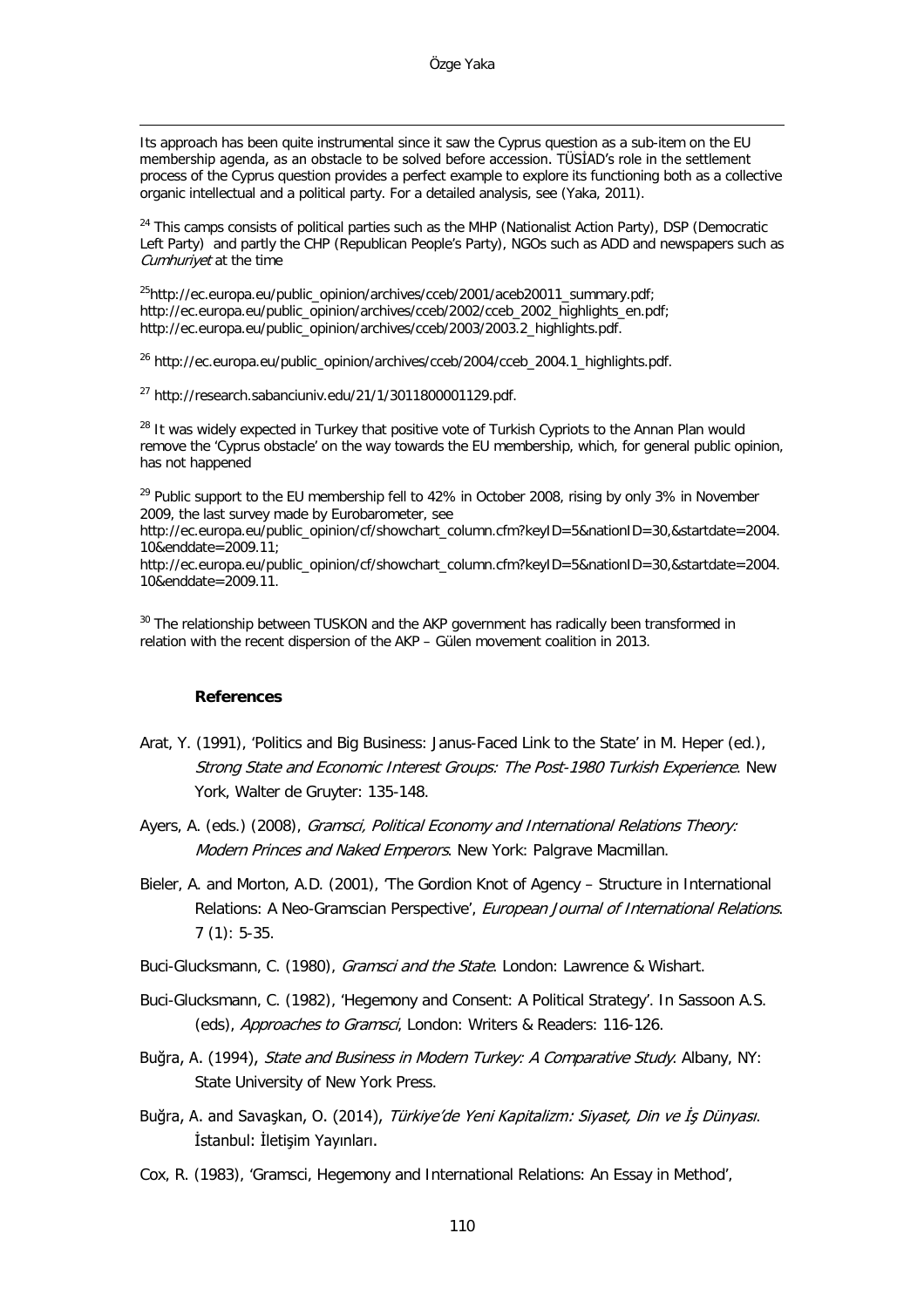Its approach has been quite instrumental since it saw the Cyprus question as a sub-item on the EU membership agenda, as an obstacle to be solved before accession. TÜSİAD's role in the settlement process of the Cyprus question provides a perfect example to explore its functioning both as a collective organic intellectual and a political party. For a detailed analysis, see (Yaka, 2011).

[24] This camps consists of political parties such as the MHP (Nationalist Action Party), DSP (Democratic Left Party) and partly the CHP (Republican People's Party), NGOs such as ADD and newspapers such as *Cumhuriyet* at the time

[25]http://ec.europa.eu/public_opinion/archives/cceb/2001/aceb20011_summary.pdf; http://ec.europa.eu/public_opinion/archives/cceb/2002/cceb_2002_highlights_en.pdf; http://ec.europa.eu/public_opinion/archives/cceb/2003/2003.2_highlights.pdf.

[26] http://ec.europa.eu/public_opinion/archives/cceb/2004/cceb_2004.1_highlights.pdf.

[27] http://research.sabanciuniv.edu/21/1/3011800001129.pdf.

[28] It was widely expected in Turkey that positive vote of Turkish Cypriots to the Annan Plan would remove the 'Cyprus obstacle' on the way towards the EU membership, which, for general public opinion, has not happened

[29] Public support to the EU membership fell to 42% in October 2008, rising by only 3% in November 2009, the last survey made by Eurobarometer, see http://ec.europa.eu/public_opinion/cf/showchart_column.cfm?keyID=5&nationID=30,&startdate=2004.10&enddate=2009.11; http://ec.europa.eu/public_opinion/cf/showchart_column.cfm?keyID=5&nationID=30,&startdate=2004.10&enddate=2009.11.

[30] The relationship between TUSKON and the AKP government has radically been transformed in relation with the recent dispersion of the AKP – Gülen movement coalition in 2013.

## References

Arat, Y. (1991), 'Politics and Big Business: Janus-Faced Link to the State' in M. Heper (ed.), *Strong State and Economic Interest Groups: The Post-1980 Turkish Experience*. New York, Walter de Gruyter: 135-148.

Ayers, A. (eds.) (2008), *Gramsci, Political Economy and International Relations Theory: Modern Princes and Naked Emperors*. New York: Palgrave Macmillan.

Bieler, A. and Morton, A.D. (2001), 'The Gordion Knot of Agency – Structure in International Relations: A Neo-Gramscian Perspective', *European Journal of International Relations*. 7 (1): 5-35.

Buci-Glucksmann, C. (1980), *Gramsci and the State*. London: Lawrence & Wishart.

Buci-Glucksmann, C. (1982), 'Hegemony and Consent: A Political Strategy'. In Sassoon A.S. (eds), *Approaches to Gramsci*, London: Writers & Readers: 116-126.

Buğra, A. (1994), *State and Business in Modern Turkey: A Comparative Study*. Albany, NY: State University of New York Press.

Buğra, A. and Savaşkan, O. (2014), *Türkiye'de Yeni Kapitalizm: Siyaset, Din ve İş Dünyası*. İstanbul: İletişim Yayınları.

Cox, R. (1983), 'Gramsci, Hegemony and International Relations: An Essay in Method',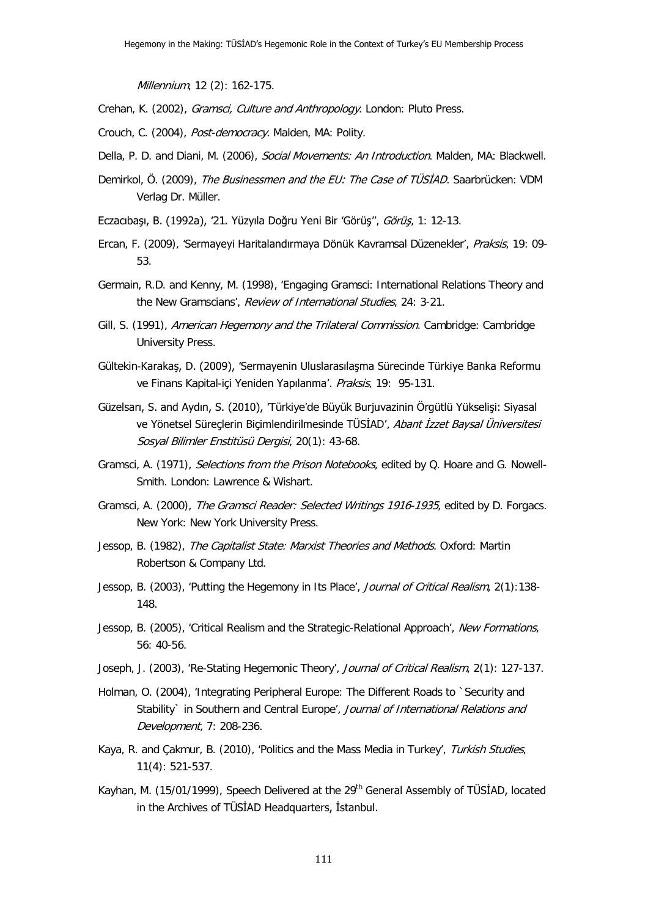*Millennium*, 12 (2): 162-175.

Crehan, K. (2002), *Gramsci, Culture and Anthropology*. London: Pluto Press.

Crouch, C. (2004), *Post-democracy*. Malden, MA: Polity.

Della, P. D. and Diani, M. (2006), *Social Movements: An Introduction*. Malden, MA: Blackwell.

Demirkol, Ö. (2009), *The Businessmen and the EU: The Case of TÜSİAD*. Saarbrücken: VDM Verlag Dr. Müller.

Eczacıbaşı, B. (1992a), '21. Yüzyıla Doğru Yeni Bir 'Görüş'', *Görüş*, 1: 12-13.

Ercan, F. (2009), 'Sermayeyi Haritalandırmaya Dönük Kavramsal Düzenekler', *Praksis*, 19: 09-53.

Germain, R.D. and Kenny, M. (1998), 'Engaging Gramsci: International Relations Theory and the New Gramscians', *Review of International Studies*, 24: 3-21.

Gill, S. (1991), *American Hegemony and the Trilateral Commission*. Cambridge: Cambridge University Press.

Gültekin-Karakaş, D. (2009), 'Sermayenin Uluslarasılaşma Sürecinde Türkiye Banka Reformu ve Finans Kapital-içi Yeniden Yapılanma'. *Praksis*, 19: 95-131.

Güzelsarı, S. and Aydın, S. (2010), 'Türkiye'de Büyük Burjuvazinin Örgütlü Yükselişi: Siyasal ve Yönetsel Süreçlerin Biçimlendirilmesinde TÜSİAD', *Abant İzzet Baysal Üniversitesi Sosyal Bilimler Enstitüsü Dergisi*, 20(1): 43-68.

Gramsci, A. (1971), *Selections from the Prison Notebooks*, edited by Q. Hoare and G. Nowell-Smith. London: Lawrence & Wishart.

Gramsci, A. (2000), *The Gramsci Reader: Selected Writings 1916-1935*, edited by D. Forgacs. New York: New York University Press.

Jessop, B. (1982), *The Capitalist State: Marxist Theories and Methods*. Oxford: Martin Robertson & Company Ltd.

Jessop, B. (2003), 'Putting the Hegemony in Its Place', *Journal of Critical Realism*, 2(1):138-148.

Jessop, B. (2005), 'Critical Realism and the Strategic-Relational Approach', *New Formations*, 56: 40-56.

Joseph, J. (2003), 'Re-Stating Hegemonic Theory', *Journal of Critical Realism*, 2(1): 127-137.

Holman, O. (2004), 'Integrating Peripheral Europe: The Different Roads to `Security and Stability` in Southern and Central Europe', *Journal of International Relations and Development*, 7: 208-236.

Kaya, R. and Çakmur, B. (2010), 'Politics and the Mass Media in Turkey', *Turkish Studies*, 11(4): 521-537.

Kayhan, M. (15/01/1999), Speech Delivered at the 29th General Assembly of TÜSİAD, located in the Archives of TÜSİAD Headquarters, İstanbul.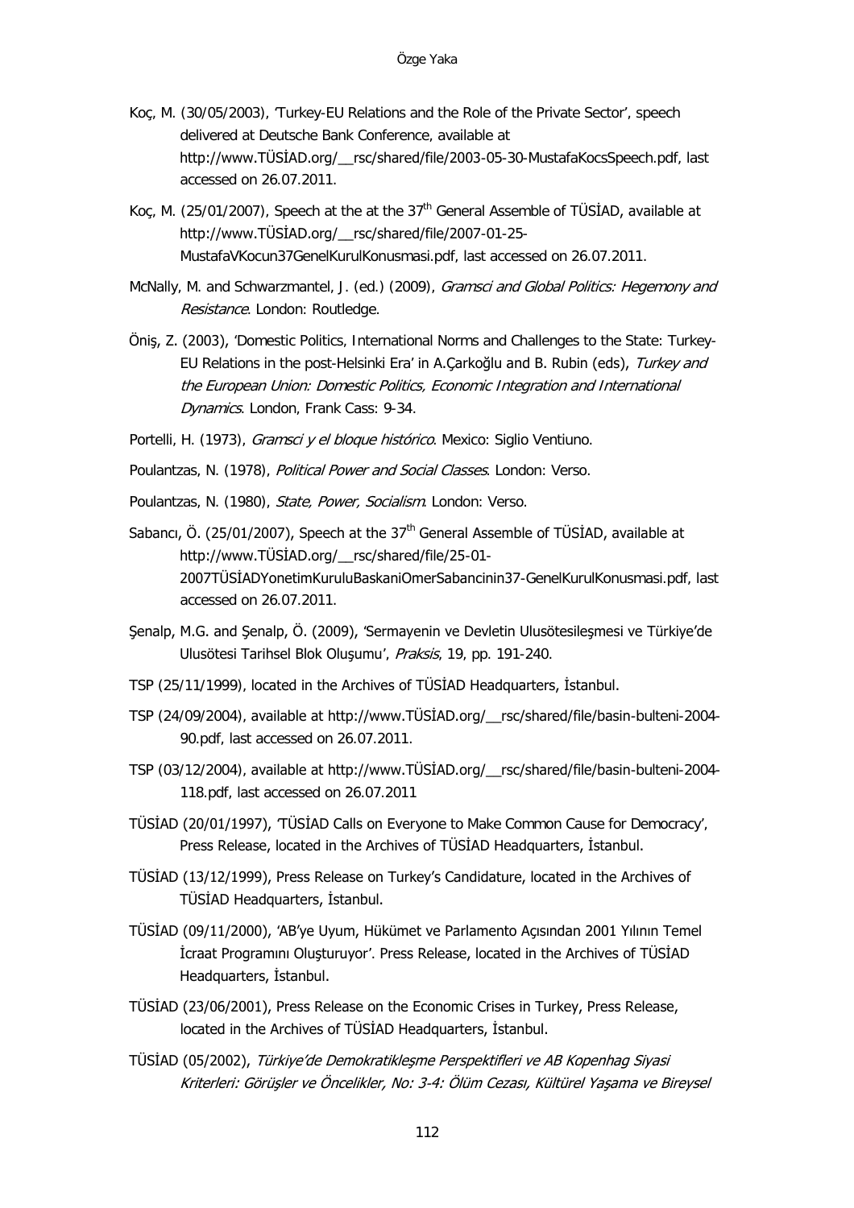Koç, M. (30/05/2003), 'Turkey-EU Relations and the Role of the Private Sector', speech delivered at Deutsche Bank Conference, available at http://www.TÜSİAD.org/__rsc/shared/file/2003-05-30-MustafaKocsSpeech.pdf, last accessed on 26.07.2011.

Koç, M. (25/01/2007), Speech at the at the 37th General Assemble of TÜSİAD, available at http://www.TÜSİAD.org/__rsc/shared/file/2007-01-25-MustafaVKocun37GenelKurulKonusmasi.pdf, last accessed on 26.07.2011.

McNally, M. and Schwarzmantel, J. (ed.) (2009), *Gramsci and Global Politics: Hegemony and Resistance*. London: Routledge.

Öniş, Z. (2003), 'Domestic Politics, International Norms and Challenges to the State: Turkey-EU Relations in the post-Helsinki Era' in A.Çarkoğlu and B. Rubin (eds), *Turkey and the European Union: Domestic Politics, Economic Integration and International Dynamics*. London, Frank Cass: 9-34.

Portelli, H. (1973), *Gramsci y el bloque histórico*. Mexico: Siglio Ventiuno.

Poulantzas, N. (1978), *Political Power and Social Classes*. London: Verso.

Poulantzas, N. (1980), *State, Power, Socialism*. London: Verso.

Sabancı, Ö. (25/01/2007), Speech at the 37th General Assemble of TÜSİAD, available at http://www.TÜSİAD.org/__rsc/shared/file/25-01-2007TÜSİADYonetimKuruluBaskaniOmerSabancinin37-GenelKurulKonusmasi.pdf, last accessed on 26.07.2011.

Şenalp, M.G. and Şenalp, Ö. (2009), 'Sermayenin ve Devletin Ulusötesileşmesi ve Türkiye'de Ulusötesi Tarihsel Blok Oluşumu', *Praksis*, 19, pp. 191-240.

TSP (25/11/1999), located in the Archives of TÜSİAD Headquarters, İstanbul.

TSP (24/09/2004), available at http://www.TÜSİAD.org/__rsc/shared/file/basin-bulteni-2004-90.pdf, last accessed on 26.07.2011.

TSP (03/12/2004), available at http://www.TÜSİAD.org/__rsc/shared/file/basin-bulteni-2004-118.pdf, last accessed on 26.07.2011

TÜSİAD (20/01/1997), 'TÜSİAD Calls on Everyone to Make Common Cause for Democracy', Press Release, located in the Archives of TÜSİAD Headquarters, İstanbul.

TÜSİAD (13/12/1999), Press Release on Turkey's Candidature, located in the Archives of TÜSİAD Headquarters, İstanbul.

TÜSİAD (09/11/2000), 'AB'ye Uyum, Hükümet ve Parlamento Açısından 2001 Yılının Temel İcraat Programını Oluşturuyor'. Press Release, located in the Archives of TÜSİAD Headquarters, İstanbul.

TÜSİAD (23/06/2001), Press Release on the Economic Crises in Turkey, Press Release, located in the Archives of TÜSİAD Headquarters, İstanbul.

TÜSİAD (05/2002), *Türkiye'de Demokratikleşme Perspektifleri ve AB Kopenhag Siyasi Kriterleri: Görüşler ve Öncelikler, No: 3-4: Ölüm Cezası, Kültürel Yaşama ve Bireysel*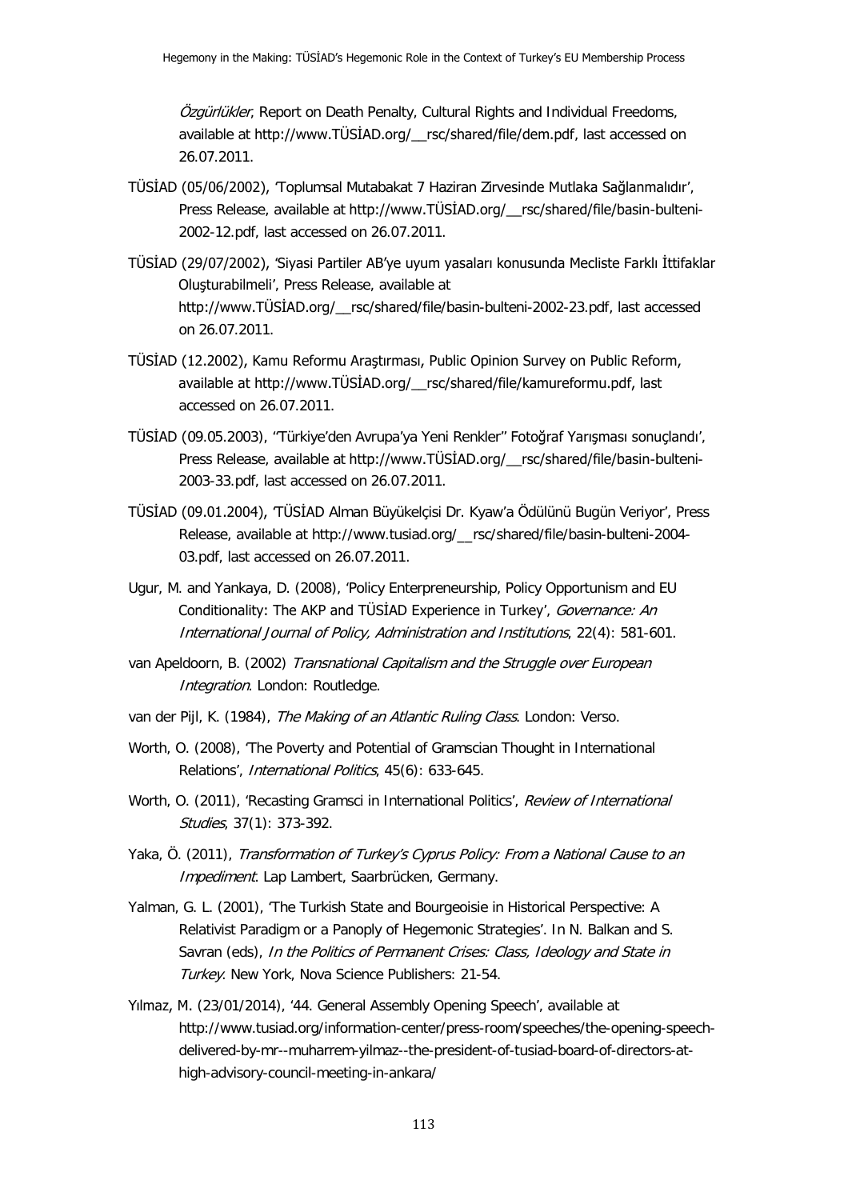*Özgürlükler*, Report on Death Penalty, Cultural Rights and Individual Freedoms, available at http://www.TÜSİAD.org/__rsc/shared/file/dem.pdf, last accessed on 26.07.2011.

TÜSİAD (05/06/2002), 'Toplumsal Mutabakat 7 Haziran Zirvesinde Mutlaka Sağlanmalıdır', Press Release, available at http://www.TÜSİAD.org/__rsc/shared/file/basin-bulteni-2002-12.pdf, last accessed on 26.07.2011.

TÜSİAD (29/07/2002), 'Siyasi Partiler AB'ye uyum yasaları konusunda Mecliste Farklı İttifaklar Oluşturabilmeli', Press Release, available at http://www.TÜSİAD.org/__rsc/shared/file/basin-bulteni-2002-23.pdf, last accessed on 26.07.2011.

TÜSİAD (12.2002), Kamu Reformu Araştırması, Public Opinion Survey on Public Reform, available at http://www.TÜSİAD.org/__rsc/shared/file/kamureformu.pdf, last accessed on 26.07.2011.

TÜSİAD (09.05.2003), ''Türkiye'den Avrupa'ya Yeni Renkler'' Fotoğraf Yarışması sonuçlandı', Press Release, available at http://www.TÜSİAD.org/__rsc/shared/file/basin-bulteni-2003-33.pdf, last accessed on 26.07.2011.

TÜSİAD (09.01.2004), 'TÜSİAD Alman Büyükelçisi Dr. Kyaw'a Ödülünü Bugün Veriyor', Press Release, available at http://www.tusiad.org/__rsc/shared/file/basin-bulteni-2004-03.pdf, last accessed on 26.07.2011.

Ugur, M. and Yankaya, D. (2008), 'Policy Enterpreneurship, Policy Opportunism and EU Conditionality: The AKP and TÜSİAD Experience in Turkey', *Governance: An International Journal of Policy, Administration and Institutions*, 22(4): 581-601.

van Apeldoorn, B. (2002) *Transnational Capitalism and the Struggle over European Integration*. London: Routledge.

van der Pijl, K. (1984), *The Making of an Atlantic Ruling Class*. London: Verso.

Worth, O. (2008), 'The Poverty and Potential of Gramscian Thought in International Relations', *International Politics*, 45(6): 633-645.

Worth, O. (2011), 'Recasting Gramsci in International Politics', *Review of International Studies*, 37(1): 373-392.

Yaka, Ö. (2011), *Transformation of Turkey's Cyprus Policy: From a National Cause to an Impediment*. Lap Lambert, Saarbrücken, Germany.

Yalman, G. L. (2001), 'The Turkish State and Bourgeoisie in Historical Perspective: A Relativist Paradigm or a Panoply of Hegemonic Strategies'. In N. Balkan and S. Savran (eds), *In the Politics of Permanent Crises: Class, Ideology and State in Turkey*. New York, Nova Science Publishers: 21-54.

Yılmaz, M. (23/01/2014), '44. General Assembly Opening Speech', available at http://www.tusiad.org/information-center/press-room/speeches/the-opening-speech-delivered-by-mr--muharrem-yilmaz--the-president-of-tusiad-board-of-directors-at-high-advisory-council-meeting-in-ankara/